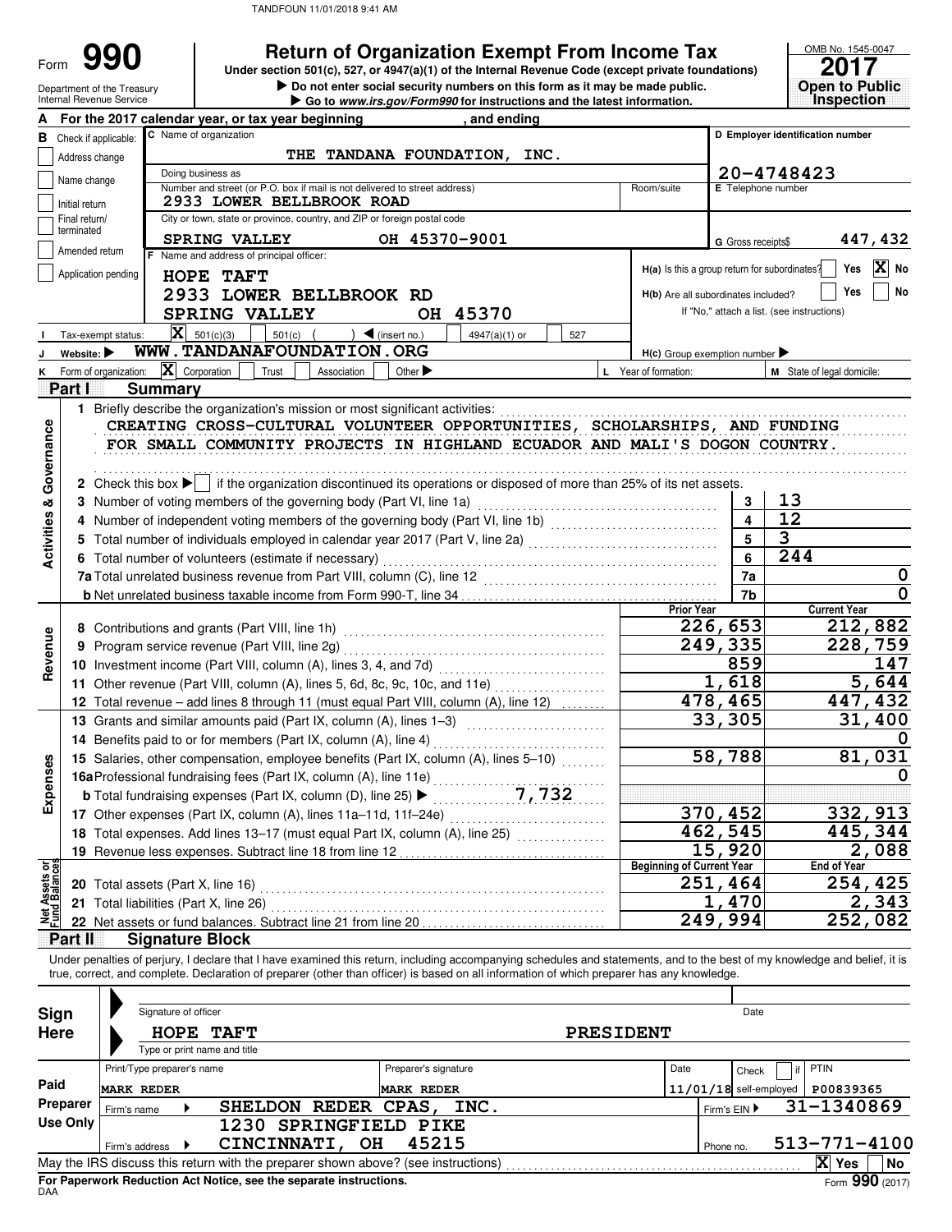TANDFOUN 11/01/2018 9:41 AM

# Form 990

## Return of Organization Exempt From Income Tax

**Under section 501(c), 527, or 4947(a)(1) of the Internal Revenue Code (except private foundations)**

▶ Do not enter social security numbers on this form as it may be made public.

▶ Go to *www.irs.gov/Form990* for instructions and the latest information.

Department of the Treasury
Internal Revenue Service

OMB No. 1545-0047

**2017**

**Open to Public Inspection**

**A** For the 2017 calendar year, or tax year beginning , and ending

**B** Check if applicable:
- Address change
- Name change
- Initial return
- Final return/terminated
- Amended return
- Application pending

**C** Name of organization: THE TANDANA FOUNDATION, INC.

Doing business as

Number and street (or P.O. box if mail is not delivered to street address): 2933 LOWER BELLBROOK ROAD — Room/suite

City or town, state or province, country, and ZIP or foreign postal code: SPRING VALLEY OH 45370-9001

**D** Employer identification number: 20-4748423

**E** Telephone number

**G** Gross receipts$ 447,432

**F** Name and address of principal officer:
HOPE TAFT
2933 LOWER BELLBROOK RD
SPRING VALLEY OH 45370

**H(a)** Is this a group return for subordinates? Yes [ ] No [X]

**H(b)** Are all subordinates included? Yes [ ] No [ ]
If "No," attach a list. (see instructions)

**I** Tax-exempt status: [X] 501(c)(3) [ ] 501(c) ( ) ◀ (insert no.) [ ] 4947(a)(1) or [ ] 527

**J** Website: ▶ WWW.TANDANAFOUNDATION.ORG

**H(c)** Group exemption number ▶

**K** Form of organization: [X] Corporation [ ] Trust [ ] Association [ ] Other ▶

**L** Year of formation:

**M** State of legal domicile:

## Part I Summary

### Activities & Governance

1 Briefly describe the organization's mission or most significant activities:
CREATING CROSS-CULTURAL VOLUNTEER OPPORTUNITIES, SCHOLARSHIPS, AND FUNDING FOR SMALL COMMUNITY PROJECTS IN HIGHLAND ECUADOR AND MALI'S DOGON COUNTRY.

2 Check this box ▶ [ ] if the organization discontinued its operations or disposed of more than 25% of its net assets.

| | | | |
|---|---|---|---|
| 3 | Number of voting members of the governing body (Part VI, line 1a) | 3 | 13 |
| 4 | Number of independent voting members of the governing body (Part VI, line 1b) | 4 | 12 |
| 5 | Total number of individuals employed in calendar year 2017 (Part V, line 2a) | 5 | 3 |
| 6 | Total number of volunteers (estimate if necessary) | 6 | 244 |
| 7a | Total unrelated business revenue from Part VIII, column (C), line 12 | 7a | 0 |
| b | Net unrelated business taxable income from Form 990-T, line 34 | 7b | 0 |

### Revenue

| | | Prior Year | Current Year |
|---|---|---|---|
| 8 | Contributions and grants (Part VIII, line 1h) | 226,653 | 212,882 |
| 9 | Program service revenue (Part VIII, line 2g) | 249,335 | 228,759 |
| 10 | Investment income (Part VIII, column (A), lines 3, 4, and 7d) | 859 | 147 |
| 11 | Other revenue (Part VIII, column (A), lines 5, 6d, 8c, 9c, 10c, and 11e) | 1,618 | 5,644 |
| 12 | Total revenue – add lines 8 through 11 (must equal Part VIII, column (A), line 12) | 478,465 | 447,432 |

### Expenses

| | | Prior Year | Current Year |
|---|---|---|---|
| 13 | Grants and similar amounts paid (Part IX, column (A), lines 1–3) | 33,305 | 31,400 |
| 14 | Benefits paid to or for members (Part IX, column (A), line 4) | | 0 |
| 15 | Salaries, other compensation, employee benefits (Part IX, column (A), lines 5–10) | 58,788 | 81,031 |
| 16a | Professional fundraising fees (Part IX, column (A), line 11e) | | 0 |
| b | Total fundraising expenses (Part IX, column (D), line 25) ▶ 7,732 | | |
| 17 | Other expenses (Part IX, column (A), lines 11a–11d, 11f–24e) | 370,452 | 332,913 |
| 18 | Total expenses. Add lines 13–17 (must equal Part IX, column (A), line 25) | 462,545 | 445,344 |
| 19 | Revenue less expenses. Subtract line 18 from line 12 | 15,920 | 2,088 |

### Net Assets or Fund Balances

| | | Beginning of Current Year | End of Year |
|---|---|---|---|
| 20 | Total assets (Part X, line 16) | 251,464 | 254,425 |
| 21 | Total liabilities (Part X, line 26) | 1,470 | 2,343 |
| 22 | Net assets or fund balances. Subtract line 21 from line 20 | 249,994 | 252,082 |

## Part II Signature Block

Under penalties of perjury, I declare that I have examined this return, including accompanying schedules and statements, and to the best of my knowledge and belief, it is true, correct, and complete. Declaration of preparer (other than officer) is based on all information of which preparer has any knowledge.

**Sign Here**

Signature of officer — Date

HOPE TAFT — PRESIDENT

Type or print name and title

**Paid Preparer Use Only**

| Print/Type preparer's name | Preparer's signature | Date | Check [ ] if self-employed | PTIN |
|---|---|---|---|---|
| MARK REDER | MARK REDER | 11/01/18 | | P00839365 |

Firm's name ▶ SHELDON REDER CPAS, INC. — Firm's EIN ▶ 31-1340869

Firm's address ▶ 1230 SPRINGFIELD PIKE, CINCINNATI, OH 45215 — Phone no. 513-771-4100

May the IRS discuss this return with the preparer shown above? (see instructions) [X] Yes [ ] No

**For Paperwork Reduction Act Notice, see the separate instructions.**

DAA

Form **990** (2017)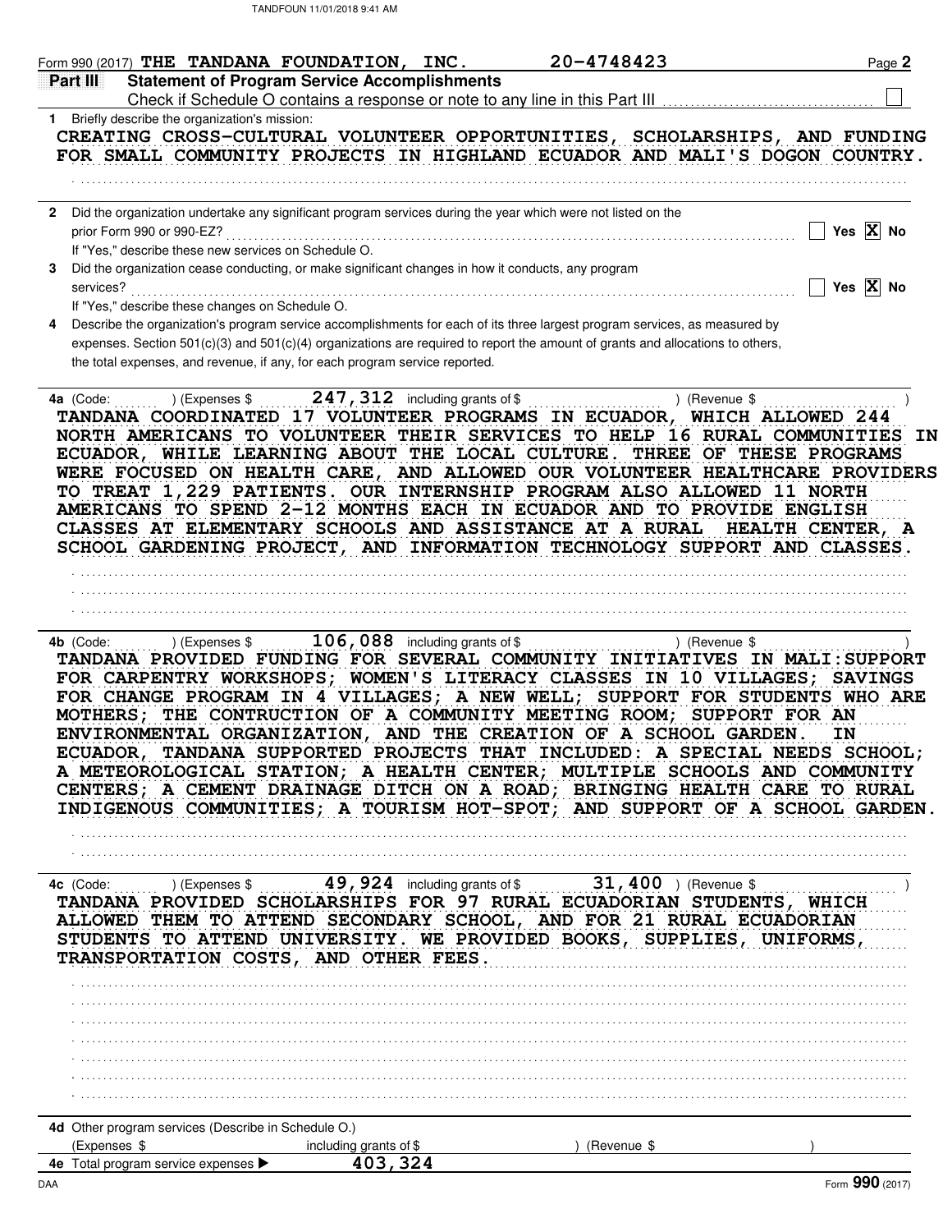Form 990 (2017) THE TANDANA FOUNDATION, INC. 20-4748423

## Part III Statement of Program Service Accomplishments

Check if Schedule O contains a response or note to any line in this Part III ☐

**1** Briefly describe the organization's mission:

CREATING CROSS-CULTURAL VOLUNTEER OPPORTUNITIES, SCHOLARSHIPS, AND FUNDING FOR SMALL COMMUNITY PROJECTS IN HIGHLAND ECUADOR AND MALI'S DOGON COUNTRY.

**2** Did the organization undertake any significant program services during the year which were not listed on the prior Form 990 or 990-EZ? ☐ Yes ☒ No

If "Yes," describe these new services on Schedule O.

**3** Did the organization cease conducting, or make significant changes in how it conducts, any program services? ☐ Yes ☒ No

If "Yes," describe these changes on Schedule O.

**4** Describe the organization's program service accomplishments for each of its three largest program services, as measured by expenses. Section 501(c)(3) and 501(c)(4) organizations are required to report the amount of grants and allocations to others, the total expenses, and revenue, if any, for each program service reported.

**4a** (Code: ) (Expenses $ 247,312 including grants of $ ) (Revenue $ )

TANDANA COORDINATED 17 VOLUNTEER PROGRAMS IN ECUADOR, WHICH ALLOWED 244 NORTH AMERICANS TO VOLUNTEER THEIR SERVICES TO HELP 16 RURAL COMMUNITIES IN ECUADOR, WHILE LEARNING ABOUT THE LOCAL CULTURE. THREE OF THESE PROGRAMS WERE FOCUSED ON HEALTH CARE, AND ALLOWED OUR VOLUNTEER HEALTHCARE PROVIDERS TO TREAT 1,229 PATIENTS. OUR INTERNSHIP PROGRAM ALSO ALLOWED 11 NORTH AMERICANS TO SPEND 2-12 MONTHS EACH IN ECUADOR AND TO PROVIDE ENGLISH CLASSES AT ELEMENTARY SCHOOLS AND ASSISTANCE AT A RURAL HEALTH CENTER, A SCHOOL GARDENING PROJECT, AND INFORMATION TECHNOLOGY SUPPORT AND CLASSES.

**4b** (Code: ) (Expenses $ 106,088 including grants of $ ) (Revenue $ )

TANDANA PROVIDED FUNDING FOR SEVERAL COMMUNITY INITIATIVES IN MALI:SUPPORT FOR CARPENTRY WORKSHOPS; WOMEN'S LITERACY CLASSES IN 10 VILLAGES; SAVINGS FOR CHANGE PROGRAM IN 4 VILLAGES; A NEW WELL; SUPPORT FOR STUDENTS WHO ARE MOTHERS; THE CONTRUCTION OF A COMMUNITY MEETING ROOM; SUPPORT FOR AN ENVIRONMENTAL ORGANIZATION, AND THE CREATION OF A SCHOOL GARDEN. IN ECUADOR, TANDANA SUPPORTED PROJECTS THAT INCLUDED: A SPECIAL NEEDS SCHOOL; A METEOROLOGICAL STATION; A HEALTH CENTER; MULTIPLE SCHOOLS AND COMMUNITY CENTERS; A CEMENT DRAINAGE DITCH ON A ROAD; BRINGING HEALTH CARE TO RURAL INDIGENOUS COMMUNITIES; A TOURISM HOT-SPOT; AND SUPPORT OF A SCHOOL GARDEN.

**4c** (Code: ) (Expenses $ 49,924 including grants of $ 31,400 ) (Revenue $ )

TANDANA PROVIDED SCHOLARSHIPS FOR 97 RURAL ECUADORIAN STUDENTS, WHICH ALLOWED THEM TO ATTEND SECONDARY SCHOOL, AND FOR 21 RURAL ECUADORIAN STUDENTS TO ATTEND UNIVERSITY. WE PROVIDED BOOKS, SUPPLIES, UNIFORMS, TRANSPORTATION COSTS, AND OTHER FEES.

**4d** Other program services (Describe in Schedule O.)

(Expenses $ including grants of $ ) (Revenue $ )

**4e** Total program service expenses ▶ 403,324

Form **990** (2017)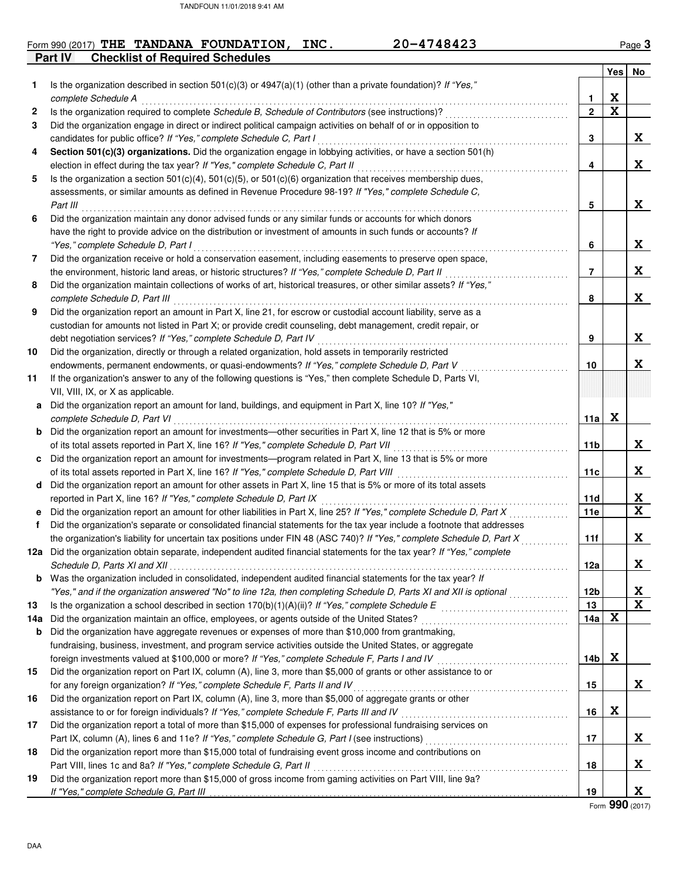Form 990 (2017) **THE TANDANA FOUNDATION, INC.** **20-4748423**

## Part IV Checklist of Required Schedules

| | | | Yes | No |
|---|---|---|---|---|
| **1** | Is the organization described in section 501(c)(3) or 4947(a)(1) (other than a private foundation)? *If "Yes," complete Schedule A* | 1 | X | |
| **2** | Is the organization required to complete *Schedule B, Schedule of Contributors* (see instructions)? | 2 | X | |
| **3** | Did the organization engage in direct or indirect political campaign activities on behalf of or in opposition to candidates for public office? *If "Yes," complete Schedule C, Part I* | 3 | | X |
| **4** | **Section 501(c)(3) organizations.** Did the organization engage in lobbying activities, or have a section 501(h) election in effect during the tax year? *If "Yes," complete Schedule C, Part II* | 4 | | X |
| **5** | Is the organization a section 501(c)(4), 501(c)(5), or 501(c)(6) organization that receives membership dues, assessments, or similar amounts as defined in Revenue Procedure 98-19? *If "Yes," complete Schedule C, Part III* | 5 | | X |
| **6** | Did the organization maintain any donor advised funds or any similar funds or accounts for which donors have the right to provide advice on the distribution or investment of amounts in such funds or accounts? *If "Yes," complete Schedule D, Part I* | 6 | | X |
| **7** | Did the organization receive or hold a conservation easement, including easements to preserve open space, the environment, historic land areas, or historic structures? *If "Yes," complete Schedule D, Part II* | 7 | | X |
| **8** | Did the organization maintain collections of works of art, historical treasures, or other similar assets? *If "Yes," complete Schedule D, Part III* | 8 | | X |
| **9** | Did the organization report an amount in Part X, line 21, for escrow or custodial account liability, serve as a custodian for amounts not listed in Part X; or provide credit counseling, debt management, credit repair, or debt negotiation services? *If "Yes," complete Schedule D, Part IV* | 9 | | X |
| **10** | Did the organization, directly or through a related organization, hold assets in temporarily restricted endowments, permanent endowments, or quasi-endowments? *If "Yes," complete Schedule D, Part V* | 10 | | X |
| **11** | If the organization's answer to any of the following questions is "Yes," then complete Schedule D, Parts VI, VII, VIII, IX, or X as applicable. | | | |
| **a** | Did the organization report an amount for land, buildings, and equipment in Part X, line 10? *If "Yes," complete Schedule D, Part VI* | 11a | X | |
| **b** | Did the organization report an amount for investments—other securities in Part X, line 12 that is 5% or more of its total assets reported in Part X, line 16? *If "Yes," complete Schedule D, Part VII* | 11b | | X |
| **c** | Did the organization report an amount for investments—program related in Part X, line 13 that is 5% or more of its total assets reported in Part X, line 16? *If "Yes," complete Schedule D, Part VIII* | 11c | | X |
| **d** | Did the organization report an amount for other assets in Part X, line 15 that is 5% or more of its total assets reported in Part X, line 16? *If "Yes," complete Schedule D, Part IX* | 11d | | X |
| **e** | Did the organization report an amount for other liabilities in Part X, line 25? *If "Yes," complete Schedule D, Part X* | 11e | | X |
| **f** | Did the organization's separate or consolidated financial statements for the tax year include a footnote that addresses the organization's liability for uncertain tax positions under FIN 48 (ASC 740)? *If "Yes," complete Schedule D, Part X* | 11f | | X |
| **12a** | Did the organization obtain separate, independent audited financial statements for the tax year? *If "Yes," complete Schedule D, Parts XI and XII* | 12a | | X |
| **b** | Was the organization included in consolidated, independent audited financial statements for the tax year? *If "Yes," and if the organization answered "No" to line 12a, then completing Schedule D, Parts XI and XII is optional* | 12b | | X |
| **13** | Is the organization a school described in section 170(b)(1)(A)(ii)? *If "Yes," complete Schedule E* | 13 | | X |
| **14a** | Did the organization maintain an office, employees, or agents outside of the United States? | 14a | X | |
| **b** | Did the organization have aggregate revenues or expenses of more than $10,000 from grantmaking, fundraising, business, investment, and program service activities outside the United States, or aggregate foreign investments valued at $100,000 or more? *If "Yes," complete Schedule F, Parts I and IV* | 14b | X | |
| **15** | Did the organization report on Part IX, column (A), line 3, more than $5,000 of grants or other assistance to or for any foreign organization? *If "Yes," complete Schedule F, Parts II and IV* | 15 | | X |
| **16** | Did the organization report on Part IX, column (A), line 3, more than $5,000 of aggregate grants or other assistance to or for foreign individuals? *If "Yes," complete Schedule F, Parts III and IV* | 16 | X | |
| **17** | Did the organization report a total of more than $15,000 of expenses for professional fundraising services on Part IX, column (A), lines 6 and 11e? *If "Yes," complete Schedule G, Part I* (see instructions) | 17 | | X |
| **18** | Did the organization report more than $15,000 total of fundraising event gross income and contributions on Part VIII, lines 1c and 8a? *If "Yes," complete Schedule G, Part II* | 18 | | X |
| **19** | Did the organization report more than $15,000 of gross income from gaming activities on Part VIII, line 9a? *If "Yes," complete Schedule G, Part III* | 19 | | X |

Form **990** (2017)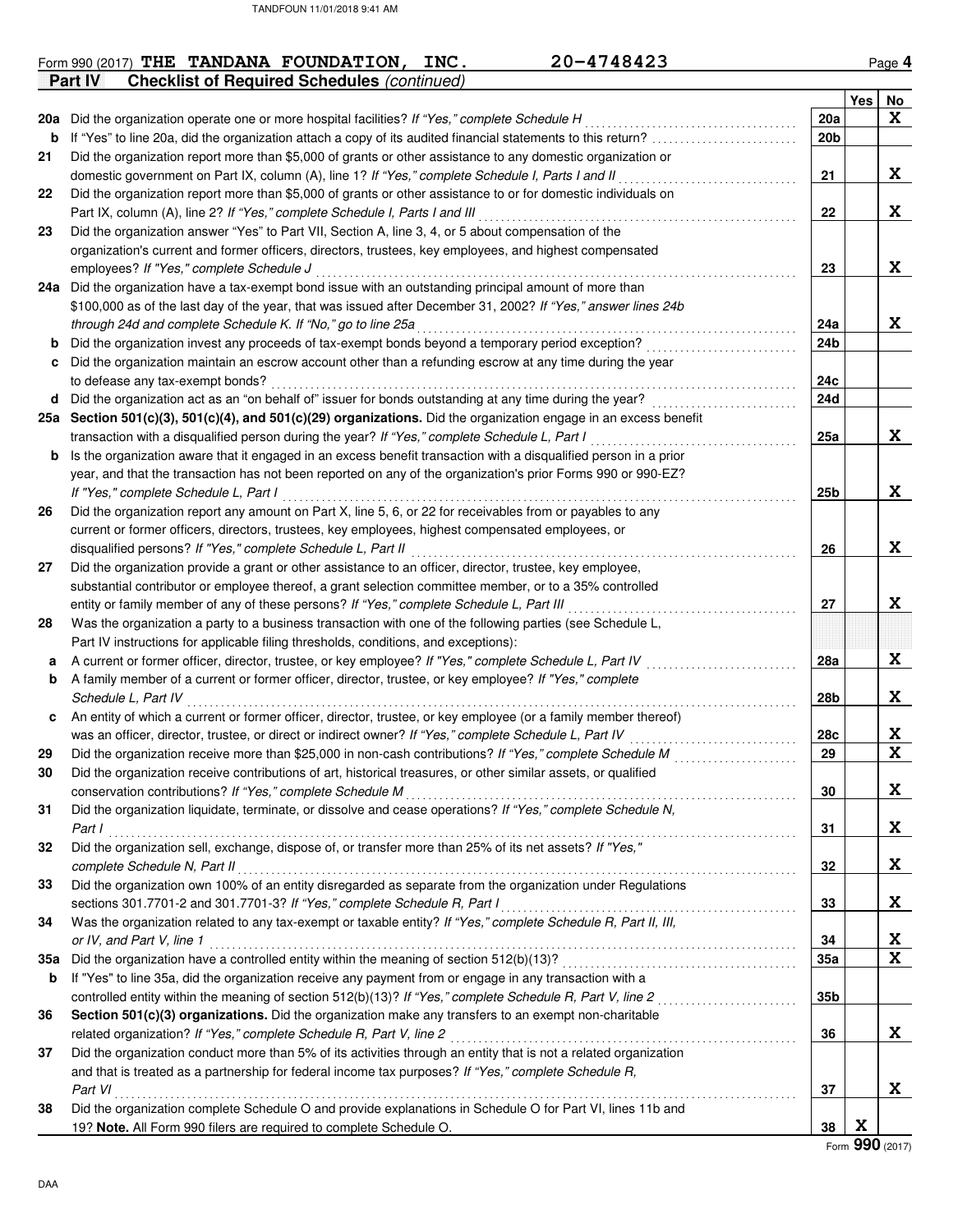Form 990 (2017) **THE TANDANA FOUNDATION, INC. 20-4748423** Page **4**

**Part IV Checklist of Required Schedules** *(continued)*

| | | | Yes | No |
|---|---|---|---|---|
| **20a** | Did the organization operate one or more hospital facilities? *If "Yes," complete Schedule H* | **20a** | | X |
| **b** | If "Yes" to line 20a, did the organization attach a copy of its audited financial statements to this return? | **20b** | | |
| **21** | Did the organization report more than $5,000 of grants or other assistance to any domestic organization or domestic government on Part IX, column (A), line 1? *If "Yes," complete Schedule I, Parts I and II* | **21** | | X |
| **22** | Did the organization report more than $5,000 of grants or other assistance to or for domestic individuals on Part IX, column (A), line 2? *If "Yes," complete Schedule I, Parts I and III* | **22** | | X |
| **23** | Did the organization answer "Yes" to Part VII, Section A, line 3, 4, or 5 about compensation of the organization's current and former officers, directors, trustees, key employees, and highest compensated employees? *If "Yes," complete Schedule J* | **23** | | X |
| **24a** | Did the organization have a tax-exempt bond issue with an outstanding principal amount of more than $100,000 as of the last day of the year, that was issued after December 31, 2002? *If "Yes," answer lines 24b through 24d and complete Schedule K. If "No," go to line 25a* | **24a** | | X |
| **b** | Did the organization invest any proceeds of tax-exempt bonds beyond a temporary period exception? | **24b** | | |
| **c** | Did the organization maintain an escrow account other than a refunding escrow at any time during the year to defease any tax-exempt bonds? | **24c** | | |
| **d** | Did the organization act as an "on behalf of" issuer for bonds outstanding at any time during the year? | **24d** | | |
| **25a** | **Section 501(c)(3), 501(c)(4), and 501(c)(29) organizations.** Did the organization engage in an excess benefit transaction with a disqualified person during the year? *If "Yes," complete Schedule L, Part I* | **25a** | | X |
| **b** | Is the organization aware that it engaged in an excess benefit transaction with a disqualified person in a prior year, and that the transaction has not been reported on any of the organization's prior Forms 990 or 990-EZ? *If "Yes," complete Schedule L, Part I* | **25b** | | X |
| **26** | Did the organization report any amount on Part X, line 5, 6, or 22 for receivables from or payables to any current or former officers, directors, trustees, key employees, highest compensated employees, or disqualified persons? *If "Yes," complete Schedule L, Part II* | **26** | | X |
| **27** | Did the organization provide a grant or other assistance to an officer, director, trustee, key employee, substantial contributor or employee thereof, a grant selection committee member, or to a 35% controlled entity or family member of any of these persons? *If "Yes," complete Schedule L, Part III* | **27** | | X |
| **28** | Was the organization a party to a business transaction with one of the following parties (see Schedule L, Part IV instructions for applicable filing thresholds, conditions, and exceptions): | | | |
| **a** | A current or former officer, director, trustee, or key employee? *If "Yes," complete Schedule L, Part IV* | **28a** | | X |
| **b** | A family member of a current or former officer, director, trustee, or key employee? *If "Yes," complete Schedule L, Part IV* | **28b** | | X |
| **c** | An entity of which a current or former officer, director, trustee, or key employee (or a family member thereof) was an officer, director, trustee, or direct or indirect owner? *If "Yes," complete Schedule L, Part IV* | **28c** | | X |
| **29** | Did the organization receive more than $25,000 in non-cash contributions? *If "Yes," complete Schedule M* | **29** | | X |
| **30** | Did the organization receive contributions of art, historical treasures, or other similar assets, or qualified conservation contributions? *If "Yes," complete Schedule M* | **30** | | X |
| **31** | Did the organization liquidate, terminate, or dissolve and cease operations? *If "Yes," complete Schedule N, Part I* | **31** | | X |
| **32** | Did the organization sell, exchange, dispose of, or transfer more than 25% of its net assets? *If "Yes," complete Schedule N, Part II* | **32** | | X |
| **33** | Did the organization own 100% of an entity disregarded as separate from the organization under Regulations sections 301.7701-2 and 301.7701-3? *If "Yes," complete Schedule R, Part I* | **33** | | X |
| **34** | Was the organization related to any tax-exempt or taxable entity? *If "Yes," complete Schedule R, Part II, III, or IV, and Part V, line 1* | **34** | | X |
| **35a** | Did the organization have a controlled entity within the meaning of section 512(b)(13)? | **35a** | | X |
| **b** | If "Yes" to line 35a, did the organization receive any payment from or engage in any transaction with a controlled entity within the meaning of section 512(b)(13)? *If "Yes," complete Schedule R, Part V, line 2* | **35b** | | |
| **36** | **Section 501(c)(3) organizations.** Did the organization make any transfers to an exempt non-charitable related organization? *If "Yes," complete Schedule R, Part V, line 2* | **36** | | X |
| **37** | Did the organization conduct more than 5% of its activities through an entity that is not a related organization and that is treated as a partnership for federal income tax purposes? *If "Yes," complete Schedule R, Part VI* | **37** | | X |
| **38** | Did the organization complete Schedule O and provide explanations in Schedule O for Part VI, lines 11b and 19? **Note.** All Form 990 filers are required to complete Schedule O. | **38** | X | |

Form **990** (2017)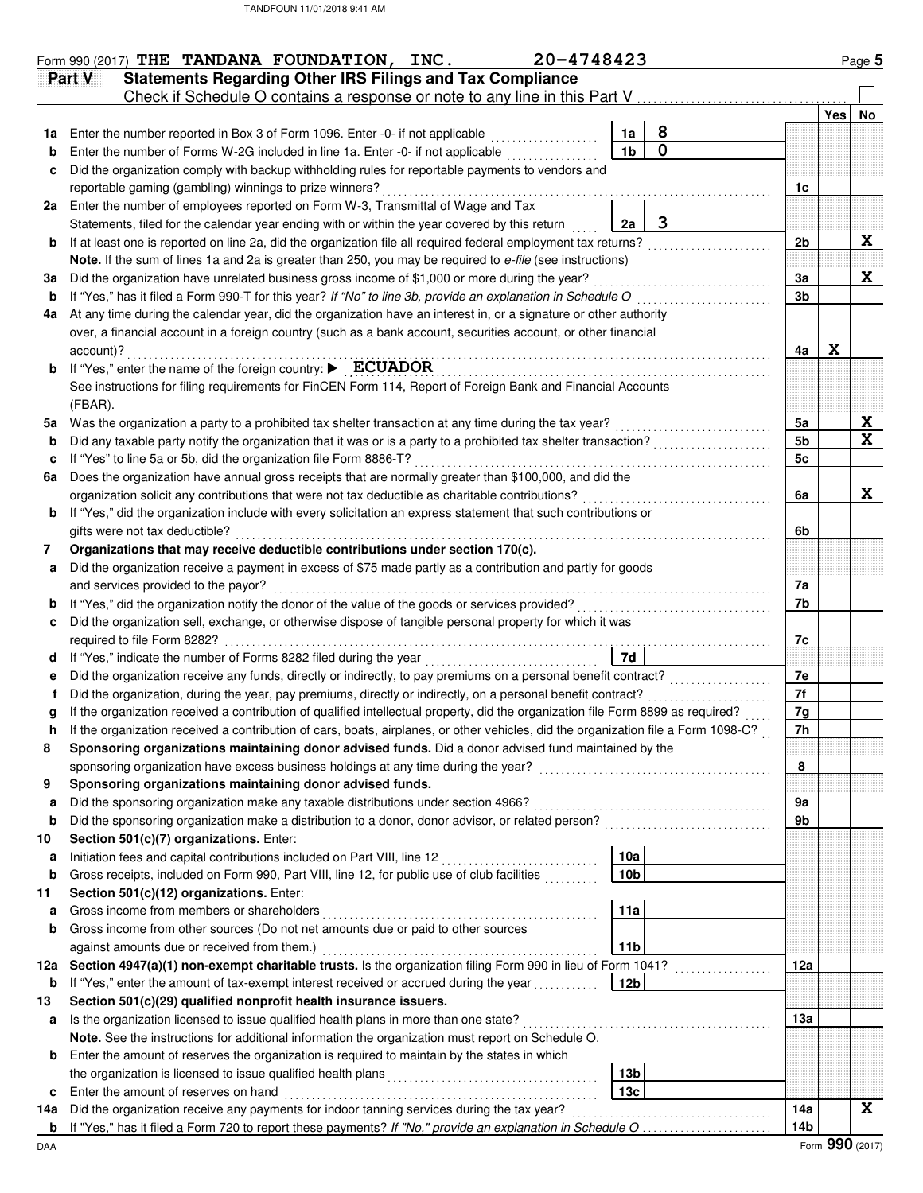Form 990 (2017) **THE TANDANA FOUNDATION, INC.** **20-4748423** Page **5**

## Part V Statements Regarding Other IRS Filings and Tax Compliance

Check if Schedule O contains a response or note to any line in this Part V ☐

| | | | | | Yes | No |
|---|---|---|---|---|---|---|
| **1a** | Enter the number reported in Box 3 of Form 1096. Enter -0- if not applicable | 1a | 8 | | | |
| **b** | Enter the number of Forms W-2G included in line 1a. Enter -0- if not applicable | 1b | 0 | | | |
| **c** | Did the organization comply with backup withholding rules for reportable payments to vendors and reportable gaming (gambling) winnings to prize winners? | | | 1c | | |
| **2a** | Enter the number of employees reported on Form W-3, Transmittal of Wage and Tax Statements, filed for the calendar year ending with or within the year covered by this return | 2a | 3 | | | |
| **b** | If at least one is reported on line 2a, did the organization file all required federal employment tax returns? | | | 2b | | X |
| | **Note.** If the sum of lines 1a and 2a is greater than 250, you may be required to *e-file* (see instructions) | | | | | |
| **3a** | Did the organization have unrelated business gross income of $1,000 or more during the year? | | | 3a | | X |
| **b** | If "Yes," has it filed a Form 990-T for this year? *If "No" to line 3b, provide an explanation in Schedule O* | | | 3b | | |
| **4a** | At any time during the calendar year, did the organization have an interest in, or a signature or other authority over, a financial account in a foreign country (such as a bank account, securities account, or other financial account)? | | | 4a | X | |
| **b** | If "Yes," enter the name of the foreign country: ▶ **ECUADOR** | | | | | |
| | See instructions for filing requirements for FinCEN Form 114, Report of Foreign Bank and Financial Accounts (FBAR). | | | | | |
| **5a** | Was the organization a party to a prohibited tax shelter transaction at any time during the tax year? | | | 5a | | X |
| **b** | Did any taxable party notify the organization that it was or is a party to a prohibited tax shelter transaction? | | | 5b | | X |
| **c** | If "Yes" to line 5a or 5b, did the organization file Form 8886-T? | | | 5c | | |
| **6a** | Does the organization have annual gross receipts that are normally greater than $100,000, and did the organization solicit any contributions that were not tax deductible as charitable contributions? | | | 6a | | X |
| **b** | If "Yes," did the organization include with every solicitation an express statement that such contributions or gifts were not tax deductible? | | | 6b | | |
| **7** | **Organizations that may receive deductible contributions under section 170(c).** | | | | | |
| **a** | Did the organization receive a payment in excess of $75 made partly as a contribution and partly for goods and services provided to the payor? | | | 7a | | |
| **b** | If "Yes," did the organization notify the donor of the value of the goods or services provided? | | | 7b | | |
| **c** | Did the organization sell, exchange, or otherwise dispose of tangible personal property for which it was required to file Form 8282? | | | 7c | | |
| **d** | If "Yes," indicate the number of Forms 8282 filed during the year | 7d | | | | |
| **e** | Did the organization receive any funds, directly or indirectly, to pay premiums on a personal benefit contract? | | | 7e | | |
| **f** | Did the organization, during the year, pay premiums, directly or indirectly, on a personal benefit contract? | | | 7f | | |
| **g** | If the organization received a contribution of qualified intellectual property, did the organization file Form 8899 as required? | | | 7g | | |
| **h** | If the organization received a contribution of cars, boats, airplanes, or other vehicles, did the organization file a Form 1098-C? | | | 7h | | |
| **8** | **Sponsoring organizations maintaining donor advised funds.** Did a donor advised fund maintained by the sponsoring organization have excess business holdings at any time during the year? | | | 8 | | |
| **9** | **Sponsoring organizations maintaining donor advised funds.** | | | | | |
| **a** | Did the sponsoring organization make any taxable distributions under section 4966? | | | 9a | | |
| **b** | Did the sponsoring organization make a distribution to a donor, donor advisor, or related person? | | | 9b | | |
| **10** | **Section 501(c)(7) organizations.** Enter: | | | | | |
| **a** | Initiation fees and capital contributions included on Part VIII, line 12 | 10a | | | | |
| **b** | Gross receipts, included on Form 990, Part VIII, line 12, for public use of club facilities | 10b | | | | |
| **11** | **Section 501(c)(12) organizations.** Enter: | | | | | |
| **a** | Gross income from members or shareholders | 11a | | | | |
| **b** | Gross income from other sources (Do not net amounts due or paid to other sources against amounts due or received from them.) | 11b | | | | |
| **12a** | **Section 4947(a)(1) non-exempt charitable trusts.** Is the organization filing Form 990 in lieu of Form 1041? | | | 12a | | |
| **b** | If "Yes," enter the amount of tax-exempt interest received or accrued during the year | 12b | | | | |
| **13** | **Section 501(c)(29) qualified nonprofit health insurance issuers.** | | | | | |
| **a** | Is the organization licensed to issue qualified health plans in more than one state? | | | 13a | | |
| | **Note.** See the instructions for additional information the organization must report on Schedule O. | | | | | |
| **b** | Enter the amount of reserves the organization is required to maintain by the states in which the organization is licensed to issue qualified health plans | 13b | | | | |
| **c** | Enter the amount of reserves on hand | 13c | | | | |
| **14a** | Did the organization receive any payments for indoor tanning services during the tax year? | | | 14a | | X |
| **b** | If "Yes," has it filed a Form 720 to report these payments? *If "No," provide an explanation in Schedule O* | | | 14b | | |

DAA Form **990** (2017)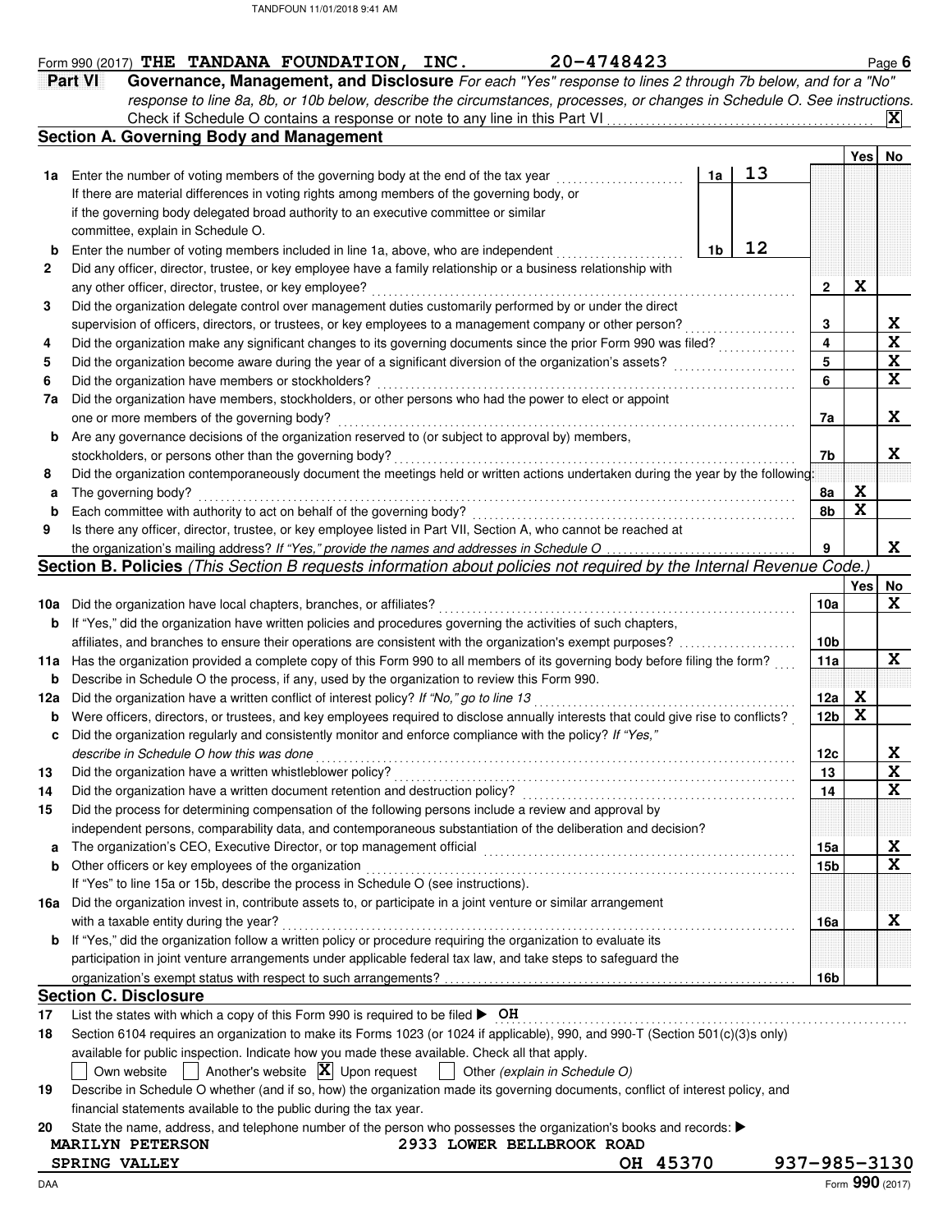Form 990 (2017) THE TANDANA FOUNDATION, INC. 20-4748423

**Part VI Governance, Management, and Disclosure** *For each "Yes" response to lines 2 through 7b below, and for a "No" response to line 8a, 8b, or 10b below, describe the circumstances, processes, or changes in Schedule O. See instructions.*

Check if Schedule O contains a response or note to any line in this Part VI ..... [X]

## Section A. Governing Body and Management

| | | | | Yes | No |
|---|---|---|---|---|---|
| **1a** | Enter the number of voting members of the governing body at the end of the tax year. If there are material differences in voting rights among members of the governing body, or if the governing body delegated broad authority to an executive committee or similar committee, explain in Schedule O. | 1a: 13 | | | |
| **b** | Enter the number of voting members included in line 1a, above, who are independent | 1b: 12 | | | |
| **2** | Did any officer, director, trustee, or key employee have a family relationship or a business relationship with any other officer, director, trustee, or key employee? | | 2 | X | |
| **3** | Did the organization delegate control over management duties customarily performed by or under the direct supervision of officers, directors, or trustees, or key employees to a management company or other person? | | 3 | | X |
| **4** | Did the organization make any significant changes to its governing documents since the prior Form 990 was filed? | | 4 | | X |
| **5** | Did the organization become aware during the year of a significant diversion of the organization's assets? | | 5 | | X |
| **6** | Did the organization have members or stockholders? | | 6 | | X |
| **7a** | Did the organization have members, stockholders, or other persons who had the power to elect or appoint one or more members of the governing body? | | 7a | | X |
| **b** | Are any governance decisions of the organization reserved to (or subject to approval by) members, stockholders, or persons other than the governing body? | | 7b | | X |
| **8** | Did the organization contemporaneously document the meetings held or written actions undertaken during the year by the following: | | | | |
| **a** | The governing body? | | 8a | X | |
| **b** | Each committee with authority to act on behalf of the governing body? | | 8b | X | |
| **9** | Is there any officer, director, trustee, or key employee listed in Part VII, Section A, who cannot be reached at the organization's mailing address? *If "Yes," provide the names and addresses in Schedule O* | | 9 | | X |

## Section B. Policies *(This Section B requests information about policies not required by the Internal Revenue Code.)*

| | | | Yes | No |
|---|---|---|---|---|
| **10a** | Did the organization have local chapters, branches, or affiliates? | 10a | | X |
| **b** | If "Yes," did the organization have written policies and procedures governing the activities of such chapters, affiliates, and branches to ensure their operations are consistent with the organization's exempt purposes? | 10b | | |
| **11a** | Has the organization provided a complete copy of this Form 990 to all members of its governing body before filing the form? | 11a | | X |
| **b** | Describe in Schedule O the process, if any, used by the organization to review this Form 990. | | | |
| **12a** | Did the organization have a written conflict of interest policy? *If "No," go to line 13* | 12a | X | |
| **b** | Were officers, directors, or trustees, and key employees required to disclose annually interests that could give rise to conflicts? | 12b | X | |
| **c** | Did the organization regularly and consistently monitor and enforce compliance with the policy? *If "Yes," describe in Schedule O how this was done* | 12c | | X |
| **13** | Did the organization have a written whistleblower policy? | 13 | | X |
| **14** | Did the organization have a written document retention and destruction policy? | 14 | | X |
| **15** | Did the process for determining compensation of the following persons include a review and approval by independent persons, comparability data, and contemporaneous substantiation of the deliberation and decision? | | | |
| **a** | The organization's CEO, Executive Director, or top management official | 15a | | X |
| **b** | Other officers or key employees of the organization | 15b | | X |
| | If "Yes" to line 15a or 15b, describe the process in Schedule O (see instructions). | | | |
| **16a** | Did the organization invest in, contribute assets to, or participate in a joint venture or similar arrangement with a taxable entity during the year? | 16a | | X |
| **b** | If "Yes," did the organization follow a written policy or procedure requiring the organization to evaluate its participation in joint venture arrangements under applicable federal tax law, and take steps to safeguard the organization's exempt status with respect to such arrangements? | 16b | | |

## Section C. Disclosure

**17** List the states with which a copy of this Form 990 is required to be filed ▶ OH

**18** Section 6104 requires an organization to make its Forms 1023 (or 1024 if applicable), 990, and 990-T (Section 501(c)(3)s only) available for public inspection. Indicate how you made these available. Check all that apply.

[ ] Own website [ ] Another's website [X] Upon request [ ] Other *(explain in Schedule O)*

**19** Describe in Schedule O whether (and if so, how) the organization made its governing documents, conflict of interest policy, and financial statements available to the public during the tax year.

**20** State the name, address, and telephone number of the person who possesses the organization's books and records: ▶

MARILYN PETERSON 2933 LOWER BELLBROOK ROAD
SPRING VALLEY OH 45370 937-985-3130

Form **990** (2017)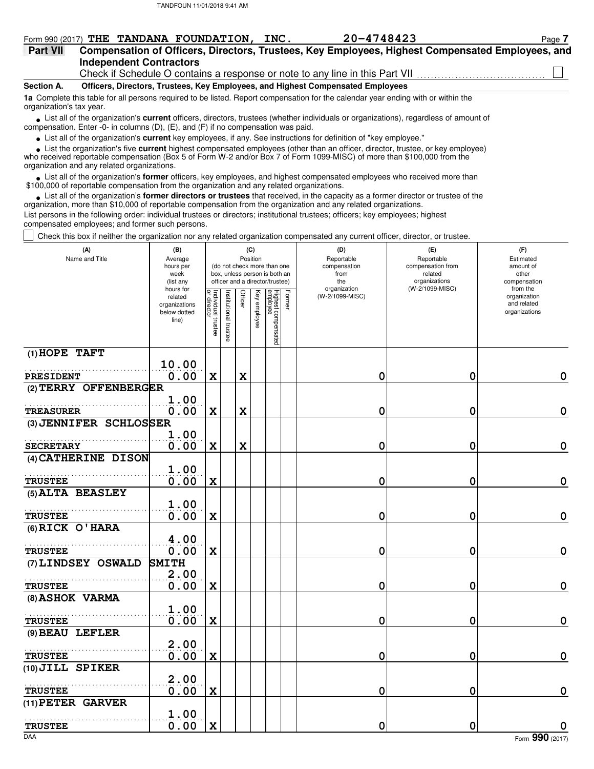Form 990 (2017) **THE TANDANA FOUNDATION, INC.** **20-4748423**

## Part VII Compensation of Officers, Directors, Trustees, Key Employees, Highest Compensated Employees, and Independent Contractors

Check if Schedule O contains a response or note to any line in this Part VII ☐

### Section A. Officers, Directors, Trustees, Key Employees, and Highest Compensated Employees

**1a** Complete this table for all persons required to be listed. Report compensation for the calendar year ending with or within the organization's tax year.

- List all of the organization's **current** officers, directors, trustees (whether individuals or organizations), regardless of amount of compensation. Enter -0- in columns (D), (E), and (F) if no compensation was paid.
- List all of the organization's **current** key employees, if any. See instructions for definition of "key employee."
- List the organization's five **current** highest compensated employees (other than an officer, director, trustee, or key employee) who received reportable compensation (Box 5 of Form W-2 and/or Box 7 of Form 1099-MISC) of more than $100,000 from the organization and any related organizations.
- List all of the organization's **former** officers, key employees, and highest compensated employees who received more than $100,000 of reportable compensation from the organization and any related organizations.
- List all of the organization's **former directors or trustees** that received, in the capacity as a former director or trustee of the organization, more than $10,000 of reportable compensation from the organization and any related organizations.

List persons in the following order: individual trustees or directors; institutional trustees; officers; key employees; highest compensated employees; and former such persons.

☐ Check this box if neither the organization nor any related organization compensated any current officer, director, or trustee.

| (A) Name and Title | (B) Average hours per week (list any hours for related organizations below dotted line) | (C) Position: Individual trustee or director | Institutional trustee | Officer | Key employee | Highest compensated employee | Former | (D) Reportable compensation from the organization (W-2/1099-MISC) | (E) Reportable compensation from related organizations (W-2/1099-MISC) | (F) Estimated amount of other compensation from the organization and related organizations |
|---|---|---|---|---|---|---|---|---|---|---|
| (1) HOPE TAFT<br>PRESIDENT | 10.00<br>0.00 | X | | X | | | | 0 | 0 | 0 |
| (2) TERRY OFFENBERGER<br>TREASURER | 1.00<br>0.00 | X | | X | | | | 0 | 0 | 0 |
| (3) JENNIFER SCHLOSSER<br>SECRETARY | 1.00<br>0.00 | X | | X | | | | 0 | 0 | 0 |
| (4) CATHERINE DISON<br>TRUSTEE | 1.00<br>0.00 | X | | | | | | 0 | 0 | 0 |
| (5) ALTA BEASLEY<br>TRUSTEE | 1.00<br>0.00 | X | | | | | | 0 | 0 | 0 |
| (6) RICK O'HARA<br>TRUSTEE | 4.00<br>0.00 | X | | | | | | 0 | 0 | 0 |
| (7) LINDSEY OSWALD SMITH<br>TRUSTEE | 2.00<br>0.00 | X | | | | | | 0 | 0 | 0 |
| (8) ASHOK VARMA<br>TRUSTEE | 1.00<br>0.00 | X | | | | | | 0 | 0 | 0 |
| (9) BEAU LEFLER<br>TRUSTEE | 2.00<br>0.00 | X | | | | | | 0 | 0 | 0 |
| (10) JILL SPIKER<br>TRUSTEE | 2.00<br>0.00 | X | | | | | | 0 | 0 | 0 |
| (11) PETER GARVER<br>TRUSTEE | 1.00<br>0.00 | X | | | | | | 0 | 0 | 0 |

Form **990** (2017)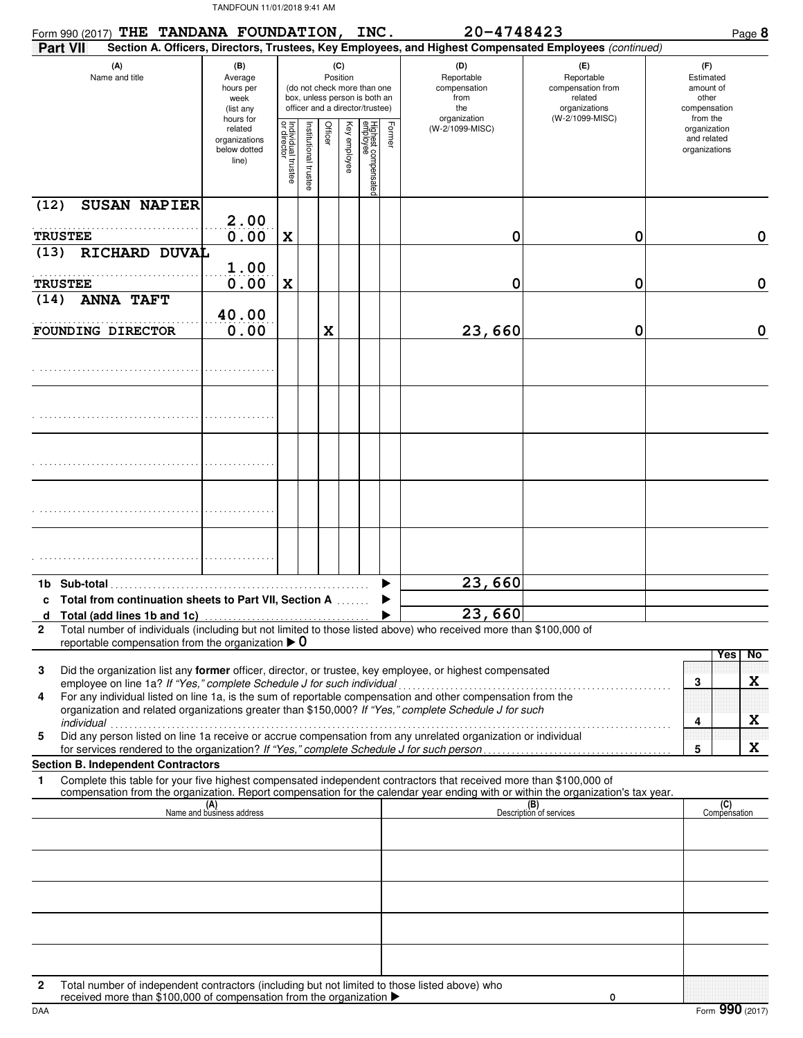Form 990 (2017) **THE TANDANA FOUNDATION, INC.** **20-4748423**

**Part VII** **Section A. Officers, Directors, Trustees, Key Employees, and Highest Compensated Employees** *(continued)*

| (A) Name and title | (B) Average hours per week (list any hours for related organizations below dotted line) | (C) Position: Individual trustee or director | Institutional trustee | Officer | Key employee | Highest compensated employee | Former | (D) Reportable compensation from the organization (W-2/1099-MISC) | (E) Reportable compensation from related organizations (W-2/1099-MISC) | (F) Estimated amount of other compensation from the organization and related organizations |
|---|---|---|---|---|---|---|---|---|---|---|
| (12) SUSAN NAPIER<br>TRUSTEE | 2.00<br>0.00 | X | | | | | | 0 | 0 | 0 |
| (13) RICHARD DUVAL<br>TRUSTEE | 1.00<br>0.00 | X | | | | | | 0 | 0 | 0 |
| (14) ANNA TAFT<br>FOUNDING DIRECTOR | 40.00<br>0.00 | | | X | | | | 23,660 | 0 | 0 |
| | | | | | | | | | | |
| | | | | | | | | | | |
| | | | | | | | | | | |
| | | | | | | | | | | |
| | | | | | | | | | | |
| **1b Sub-total** | | | | | | | | 23,660 | | |
| **c Total from continuation sheets to Part VII, Section A** | | | | | | | | | | |
| **d Total (add lines 1b and 1c)** | | | | | | | | 23,660 | | |

**2** Total number of individuals (including but not limited to those listed above) who received more than $100,000 of reportable compensation from the organization ▶ 0

| | | Yes | No |
|---|---|---|---|
| **3** Did the organization list any **former** officer, director, or trustee, key employee, or highest compensated employee on line 1a? *If "Yes," complete Schedule J for such individual* | 3 | | X |
| **4** For any individual listed on line 1a, is the sum of reportable compensation and other compensation from the organization and related organizations greater than $150,000? *If "Yes," complete Schedule J for such individual* | 4 | | X |
| **5** Did any person listed on line 1a receive or accrue compensation from any unrelated organization or individual for services rendered to the organization? *If "Yes," complete Schedule J for such person* | 5 | | X |

**Section B. Independent Contractors**

**1** Complete this table for your five highest compensated independent contractors that received more than $100,000 of compensation from the organization. Report compensation for the calendar year ending with or within the organization's tax year.

| (A) Name and business address | (B) Description of services | (C) Compensation |
|---|---|---|
| | | |
| | | |
| | | |
| | | |
| | | |

**2** Total number of independent contractors (including but not limited to those listed above) who received more than $100,000 of compensation from the organization ▶ 0

Form **990** (2017)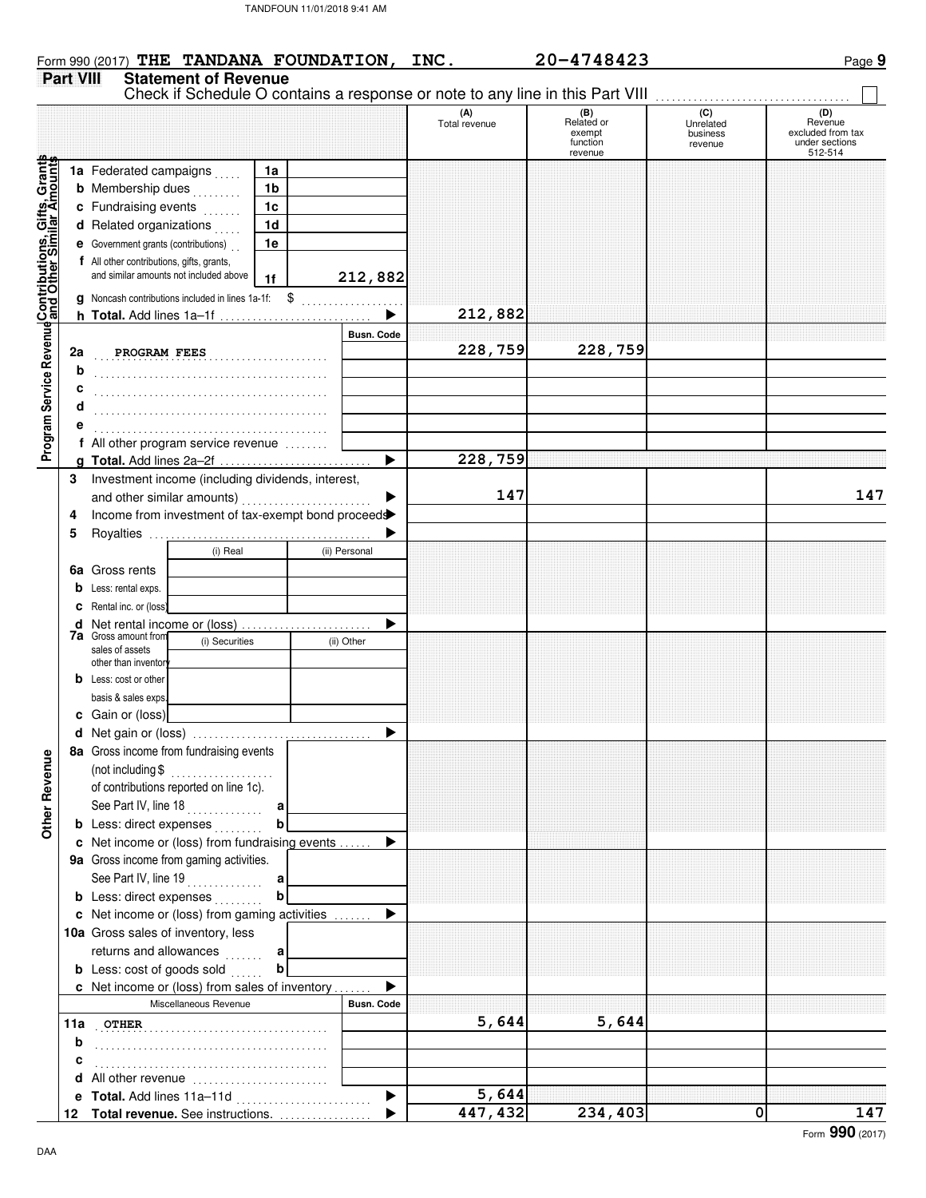Form 990 (2017) **THE TANDANA FOUNDATION, INC.** **20-4748423**

## Part VIII Statement of Revenue

Check if Schedule O contains a response or note to any line in this Part VIII ☐

| | | | (A) Total revenue | (B) Related or exempt function revenue | (C) Unrelated business revenue | (D) Revenue excluded from tax under sections 512-514 |
|---|---|---|---|---|---|---|
| **Contributions, Gifts, Grants and Other Similar Amounts** | 1a Federated campaigns | 1a | | | | |
| | b Membership dues | 1b | | | | |
| | c Fundraising events | 1c | | | | |
| | d Related organizations | 1d | | | | |
| | e Government grants (contributions) | 1e | | | | |
| | f All other contributions, gifts, grants, and similar amounts not included above | 1f 212,882 | | | | |
| | g Noncash contributions included in lines 1a-1f: $ | | | | | |
| | h **Total.** Add lines 1a–1f | ▶ | 212,882 | | | |
| **Program Service Revenue** | | Busn. Code | | | | |
| | 2a PROGRAM FEES | | 228,759 | 228,759 | | |
| | b | | | | | |
| | c | | | | | |
| | d | | | | | |
| | e | | | | | |
| | f All other program service revenue | | | | | |
| | g **Total.** Add lines 2a–2f | ▶ | 228,759 | | | |
| **Other Revenue** | 3 Investment income (including dividends, interest, and other similar amounts) | ▶ | 147 | | | 147 |
| | 4 Income from investment of tax-exempt bond proceeds | ▶ | | | | |
| | 5 Royalties | ▶ | | | | |
| | | (i) Real / (ii) Personal | | | | |
| | 6a Gross rents | | | | | |
| | b Less: rental exps. | | | | | |
| | c Rental inc. or (loss) | | | | | |
| | d Net rental income or (loss) | ▶ | | | | |
| | 7a Gross amount from sales of assets other than inventory | (i) Securities / (ii) Other | | | | |
| | b Less: cost or other basis & sales exps. | | | | | |
| | c Gain or (loss) | | | | | |
| | d Net gain or (loss) | ▶ | | | | |
| | 8a Gross income from fundraising events (not including $ of contributions reported on line 1c). See Part IV, line 18 | a | | | | |
| | b Less: direct expenses | b | | | | |
| | c Net income or (loss) from fundraising events | ▶ | | | | |
| | 9a Gross income from gaming activities. See Part IV, line 19 | a | | | | |
| | b Less: direct expenses | b | | | | |
| | c Net income or (loss) from gaming activities | ▶ | | | | |
| | 10a Gross sales of inventory, less returns and allowances | a | | | | |
| | b Less: cost of goods sold | b | | | | |
| | c Net income or (loss) from sales of inventory | ▶ | | | | |
| | Miscellaneous Revenue | Busn. Code | | | | |
| | 11a OTHER | | 5,644 | 5,644 | | |
| | b | | | | | |
| | c | | | | | |
| | d All other revenue | | | | | |
| | e **Total.** Add lines 11a–11d | ▶ | 5,644 | | | |
| | 12 **Total revenue.** See instructions. | ▶ | 447,432 | 234,403 | 0 | 147 |

Form **990** (2017)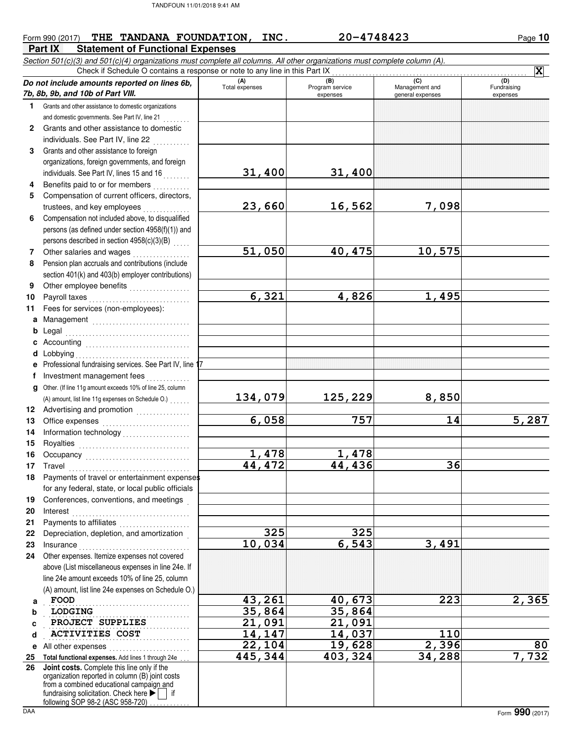Form 990 (2017) **THE TANDANA FOUNDATION, INC.** **20-4748423**

## Part IX Statement of Functional Expenses

*Section 501(c)(3) and 501(c)(4) organizations must complete all columns. All other organizations must complete column (A).*

Check if Schedule O contains a response or note to any line in this Part IX . . . **X**

| *Do not include amounts reported on lines 6b, 7b, 8b, 9b, and 10b of Part VIII.* | (A) Total expenses | (B) Program service expenses | (C) Management and general expenses | (D) Fundraising expenses |
|---|---|---|---|---|
| 1 Grants and other assistance to domestic organizations and domestic governments. See Part IV, line 21 | | | | |
| 2 Grants and other assistance to domestic individuals. See Part IV, line 22 | | | | |
| 3 Grants and other assistance to foreign organizations, foreign governments, and foreign individuals. See Part IV, lines 15 and 16 | 31,400 | 31,400 | | |
| 4 Benefits paid to or for members | | | | |
| 5 Compensation of current officers, directors, trustees, and key employees | 23,660 | 16,562 | 7,098 | |
| 6 Compensation not included above, to disqualified persons (as defined under section 4958(f)(1)) and persons described in section 4958(c)(3)(B) | | | | |
| 7 Other salaries and wages | 51,050 | 40,475 | 10,575 | |
| 8 Pension plan accruals and contributions (include section 401(k) and 403(b) employer contributions) | | | | |
| 9 Other employee benefits | | | | |
| 10 Payroll taxes | 6,321 | 4,826 | 1,495 | |
| 11 Fees for services (non-employees): | | | | |
| a Management | | | | |
| b Legal | | | | |
| c Accounting | | | | |
| d Lobbying | | | | |
| e Professional fundraising services. See Part IV, line 17 | | | | |
| f Investment management fees | | | | |
| g Other. (If line 11g amount exceeds 10% of line 25, column (A) amount, list line 11g expenses on Schedule O.) | 134,079 | 125,229 | 8,850 | |
| 12 Advertising and promotion | | | | |
| 13 Office expenses | 6,058 | 757 | 14 | 5,287 |
| 14 Information technology | | | | |
| 15 Royalties | | | | |
| 16 Occupancy | 1,478 | 1,478 | | |
| 17 Travel | 44,472 | 44,436 | 36 | |
| 18 Payments of travel or entertainment expenses for any federal, state, or local public officials | | | | |
| 19 Conferences, conventions, and meetings | | | | |
| 20 Interest | | | | |
| 21 Payments to affiliates | | | | |
| 22 Depreciation, depletion, and amortization | 325 | 325 | | |
| 23 Insurance | 10,034 | 6,543 | 3,491 | |
| 24 Other expenses. Itemize expenses not covered above (List miscellaneous expenses in line 24e. If line 24e amount exceeds 10% of line 25, column (A) amount, list line 24e expenses on Schedule O.) | | | | |
| a FOOD | 43,261 | 40,673 | 223 | 2,365 |
| b LODGING | 35,864 | 35,864 | | |
| c PROJECT SUPPLIES | 21,091 | 21,091 | | |
| d ACTIVITIES COST | 14,147 | 14,037 | 110 | |
| e All other expenses | 22,104 | 19,628 | 2,396 | 80 |
| 25 **Total functional expenses.** Add lines 1 through 24e | 445,344 | 403,324 | 34,288 | 7,732 |
| 26 **Joint costs.** Complete this line only if the organization reported in column (B) joint costs from a combined educational campaign and fundraising solicitation. Check here ▶ ☐ if following SOP 98-2 (ASC 958-720) | | | | |

Form **990** (2017)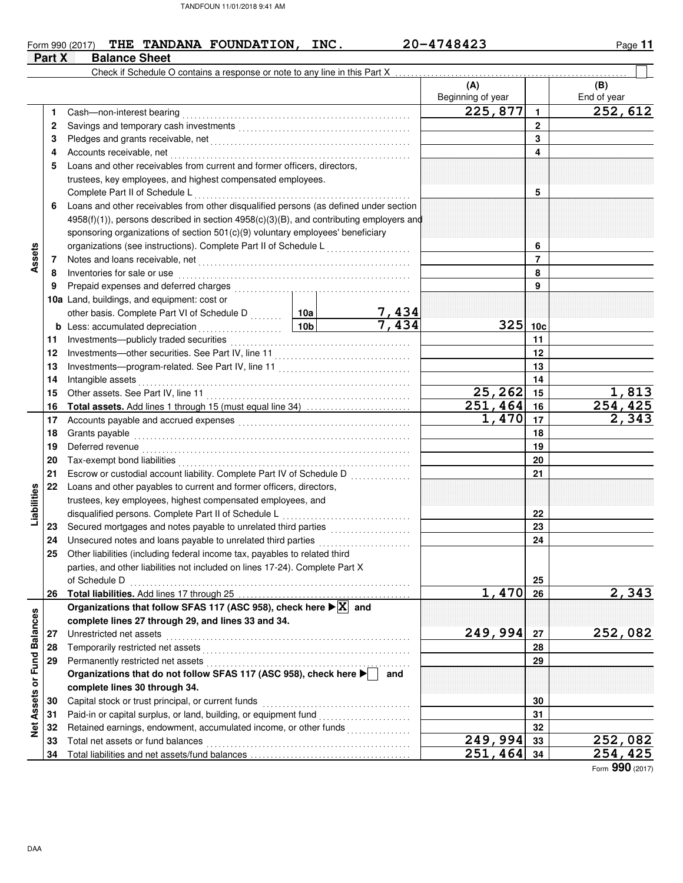Form 990 (2017) **THE TANDANA FOUNDATION, INC.** **20-4748423**

## Part X Balance Sheet

Check if Schedule O contains a response or note to any line in this Part X

| | | | | (A) Beginning of year | | (B) End of year |
|---|---|---|---|---|---|---|
| **Assets** | 1 | Cash—non-interest bearing | | 225,877 | 1 | 252,612 |
| | 2 | Savings and temporary cash investments | | | 2 | |
| | 3 | Pledges and grants receivable, net | | | 3 | |
| | 4 | Accounts receivable, net | | | 4 | |
| | 5 | Loans and other receivables from current and former officers, directors, trustees, key employees, and highest compensated employees. Complete Part II of Schedule L | | | 5 | |
| | 6 | Loans and other receivables from other disqualified persons (as defined under section 4958(f)(1)), persons described in section 4958(c)(3)(B), and contributing employers and sponsoring organizations of section 501(c)(9) voluntary employees' beneficiary organizations (see instructions). Complete Part II of Schedule L | | | 6 | |
| | 7 | Notes and loans receivable, net | | | 7 | |
| | 8 | Inventories for sale or use | | | 8 | |
| | 9 | Prepaid expenses and deferred charges | | | 9 | |
| | 10a | Land, buildings, and equipment: cost or other basis. Complete Part VI of Schedule D | 10a 7,434 | | | |
| | b | Less: accumulated depreciation | 10b 7,434 | 325 | 10c | |
| | 11 | Investments—publicly traded securities | | | 11 | |
| | 12 | Investments—other securities. See Part IV, line 11 | | | 12 | |
| | 13 | Investments—program-related. See Part IV, line 11 | | | 13 | |
| | 14 | Intangible assets | | | 14 | |
| | 15 | Other assets. See Part IV, line 11 | | 25,262 | 15 | 1,813 |
| | 16 | **Total assets.** Add lines 1 through 15 (must equal line 34) | | 251,464 | 16 | 254,425 |
| **Liabilities** | 17 | Accounts payable and accrued expenses | | 1,470 | 17 | 2,343 |
| | 18 | Grants payable | | | 18 | |
| | 19 | Deferred revenue | | | 19 | |
| | 20 | Tax-exempt bond liabilities | | | 20 | |
| | 21 | Escrow or custodial account liability. Complete Part IV of Schedule D | | | 21 | |
| | 22 | Loans and other payables to current and former officers, directors, trustees, key employees, highest compensated employees, and disqualified persons. Complete Part II of Schedule L | | | 22 | |
| | 23 | Secured mortgages and notes payable to unrelated third parties | | | 23 | |
| | 24 | Unsecured notes and loans payable to unrelated third parties | | | 24 | |
| | 25 | Other liabilities (including federal income tax, payables to related third parties, and other liabilities not included on lines 17-24). Complete Part X of Schedule D | | | 25 | |
| | 26 | **Total liabilities.** Add lines 17 through 25 | | 1,470 | 26 | 2,343 |
| **Net Assets or Fund Balances** | | **Organizations that follow SFAS 117 (ASC 958), check here ▶ [X] and complete lines 27 through 29, and lines 33 and 34.** | | | | |
| | 27 | Unrestricted net assets | | 249,994 | 27 | 252,082 |
| | 28 | Temporarily restricted net assets | | | 28 | |
| | 29 | Permanently restricted net assets | | | 29 | |
| | | **Organizations that do not follow SFAS 117 (ASC 958), check here ▶ [ ] and complete lines 30 through 34.** | | | | |
| | 30 | Capital stock or trust principal, or current funds | | | 30 | |
| | 31 | Paid-in or capital surplus, or land, building, or equipment fund | | | 31 | |
| | 32 | Retained earnings, endowment, accumulated income, or other funds | | | 32 | |
| | 33 | Total net assets or fund balances | | 249,994 | 33 | 252,082 |
| | 34 | Total liabilities and net assets/fund balances | | 251,464 | 34 | 254,425 |

Form **990** (2017)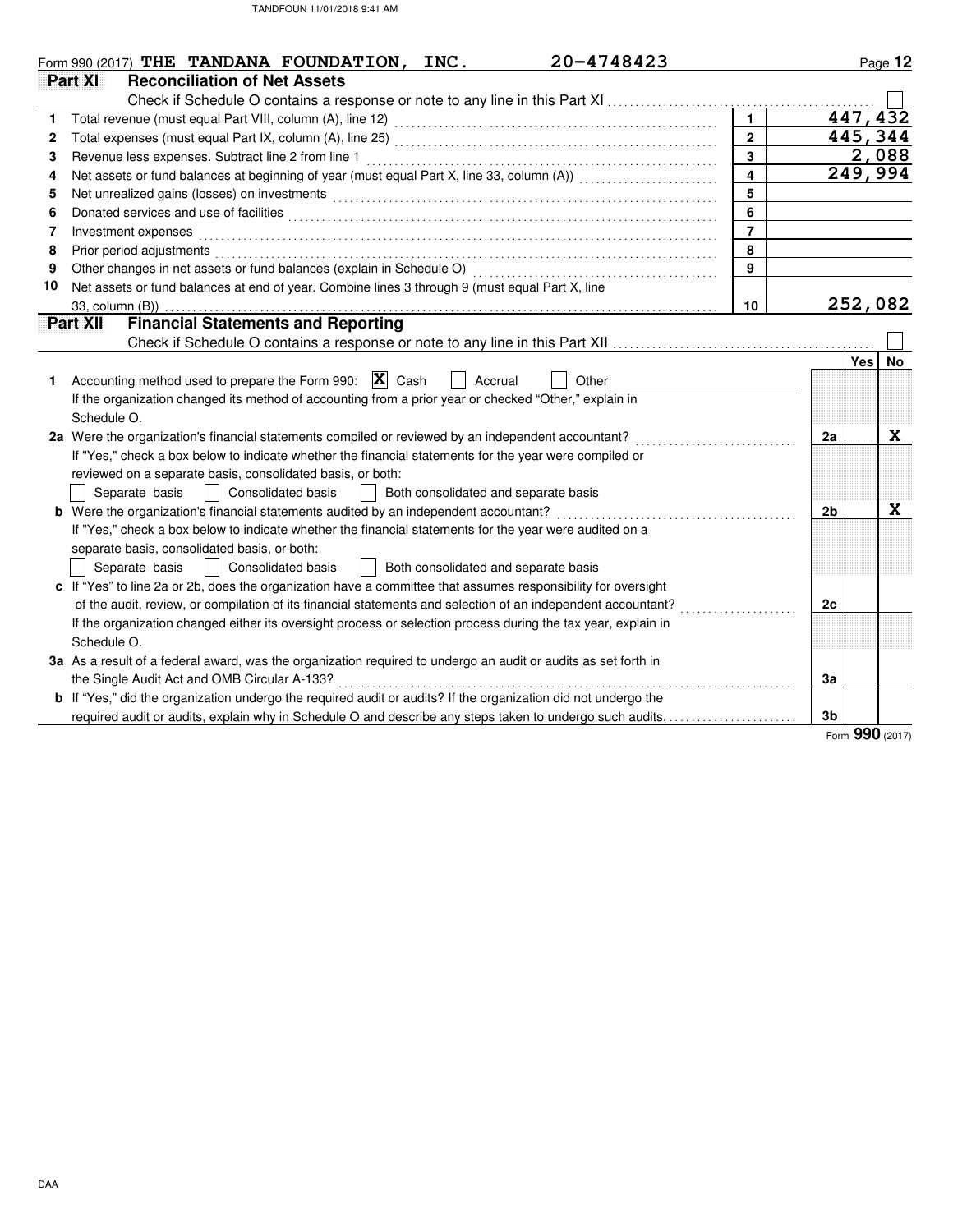Form 990 (2017) **THE TANDANA FOUNDATION, INC.** **20-4748423**

## Part XI Reconciliation of Net Assets

Check if Schedule O contains a response or note to any line in this Part XI . . . . . ☐

| | | | |
|---|---|---|---|
| 1 | Total revenue (must equal Part VIII, column (A), line 12) | 1 | 447,432 |
| 2 | Total expenses (must equal Part IX, column (A), line 25) | 2 | 445,344 |
| 3 | Revenue less expenses. Subtract line 2 from line 1 | 3 | 2,088 |
| 4 | Net assets or fund balances at beginning of year (must equal Part X, line 33, column (A)) | 4 | 249,994 |
| 5 | Net unrealized gains (losses) on investments | 5 | |
| 6 | Donated services and use of facilities | 6 | |
| 7 | Investment expenses | 7 | |
| 8 | Prior period adjustments | 8 | |
| 9 | Other changes in net assets or fund balances (explain in Schedule O) | 9 | |
| 10 | Net assets or fund balances at end of year. Combine lines 3 through 9 (must equal Part X, line 33, column (B)) | 10 | 252,082 |

## Part XII Financial Statements and Reporting

Check if Schedule O contains a response or note to any line in this Part XII . . . . . ☐

| | | | Yes | No |
|---|---|---|---|---|
| 1 | Accounting method used to prepare the Form 990: ☒ Cash ☐ Accrual ☐ Other<br>If the organization changed its method of accounting from a prior year or checked "Other," explain in Schedule O. | | | |
| 2a | Were the organization's financial statements compiled or reviewed by an independent accountant?<br>If "Yes," check a box below to indicate whether the financial statements for the year were compiled or reviewed on a separate basis, consolidated basis, or both:<br>☐ Separate basis ☐ Consolidated basis ☐ Both consolidated and separate basis | 2a | | X |
| b | Were the organization's financial statements audited by an independent accountant?<br>If "Yes," check a box below to indicate whether the financial statements for the year were audited on a separate basis, consolidated basis, or both:<br>☐ Separate basis ☐ Consolidated basis ☐ Both consolidated and separate basis | 2b | | X |
| c | If "Yes" to line 2a or 2b, does the organization have a committee that assumes responsibility for oversight of the audit, review, or compilation of its financial statements and selection of an independent accountant?<br>If the organization changed either its oversight process or selection process during the tax year, explain in Schedule O. | 2c | | |
| 3a | As a result of a federal award, was the organization required to undergo an audit or audits as set forth in the Single Audit Act and OMB Circular A-133? | 3a | | |
| b | If "Yes," did the organization undergo the required audit or audits? If the organization did not undergo the required audit or audits, explain why in Schedule O and describe any steps taken to undergo such audits. | 3b | | |

Form **990** (2017)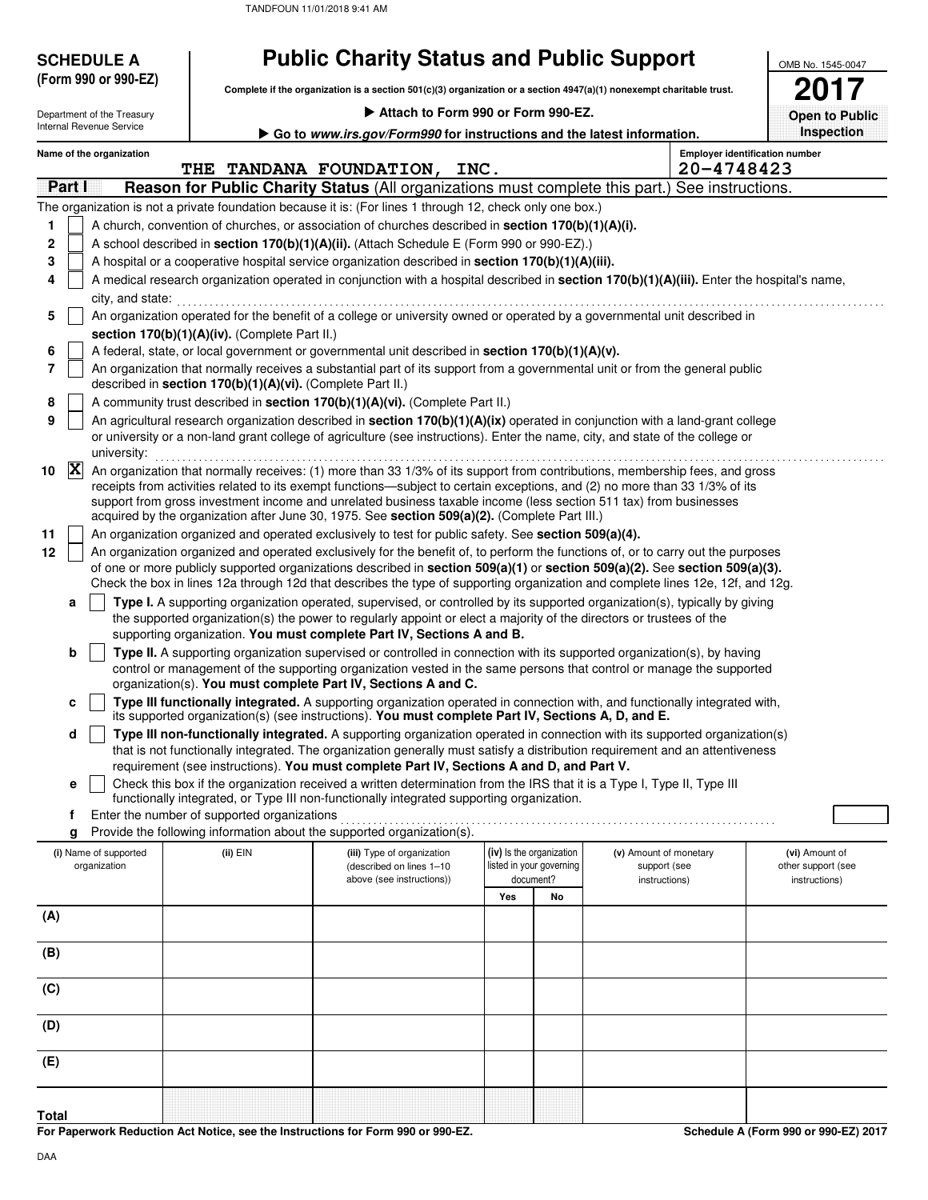TANDFOUN 11/01/2018 9:41 AM

**SCHEDULE A (Form 990 or 990-EZ)**

Department of the Treasury
Internal Revenue Service

# Public Charity Status and Public Support

**Complete if the organization is a section 501(c)(3) organization or a section 4947(a)(1) nonexempt charitable trust.**

▶ **Attach to Form 990 or Form 990-EZ.**

▶ **Go to *www.irs.gov/Form990* for instructions and the latest information.**

OMB No. 1545-0047

**2017**

**Open to Public Inspection**

**Name of the organization:** THE TANDANA FOUNDATION, INC.

**Employer identification number:** 20-4748423

## Part I Reason for Public Charity Status (All organizations must complete this part.) See instructions.

The organization is not a private foundation because it is: (For lines 1 through 12, check only one box.)

1. [ ] A church, convention of churches, or association of churches described in **section 170(b)(1)(A)(i).**
2. [ ] A school described in **section 170(b)(1)(A)(ii).** (Attach Schedule E (Form 990 or 990-EZ).)
3. [ ] A hospital or a cooperative hospital service organization described in **section 170(b)(1)(A)(iii).**
4. [ ] A medical research organization operated in conjunction with a hospital described in **section 170(b)(1)(A)(iii).** Enter the hospital's name, city, and state:
5. [ ] An organization operated for the benefit of a college or university owned or operated by a governmental unit described in **section 170(b)(1)(A)(iv).** (Complete Part II.)
6. [ ] A federal, state, or local government or governmental unit described in **section 170(b)(1)(A)(v).**
7. [ ] An organization that normally receives a substantial part of its support from a governmental unit or from the general public described in **section 170(b)(1)(A)(vi).** (Complete Part II.)
8. [ ] A community trust described in **section 170(b)(1)(A)(vi).** (Complete Part II.)
9. [ ] An agricultural research organization described in **section 170(b)(1)(A)(ix)** operated in conjunction with a land-grant college or university or a non-land grant college of agriculture (see instructions). Enter the name, city, and state of the college or university:
10. [X] An organization that normally receives: (1) more than 33 1/3% of its support from contributions, membership fees, and gross receipts from activities related to its exempt functions—subject to certain exceptions, and (2) no more than 33 1/3% of its support from gross investment income and unrelated business taxable income (less section 511 tax) from businesses acquired by the organization after June 30, 1975. See **section 509(a)(2).** (Complete Part III.)
11. [ ] An organization organized and operated exclusively to test for public safety. See **section 509(a)(4).**
12. [ ] An organization organized and operated exclusively for the benefit of, to perform the functions of, or to carry out the purposes of one or more publicly supported organizations described in **section 509(a)(1)** or **section 509(a)(2).** See **section 509(a)(3).** Check the box in lines 12a through 12d that describes the type of supporting organization and complete lines 12e, 12f, and 12g.
   - **a** [ ] **Type I.** A supporting organization operated, supervised, or controlled by its supported organization(s), typically by giving the supported organization(s) the power to regularly appoint or elect a majority of the directors or trustees of the supporting organization. **You must complete Part IV, Sections A and B.**
   - **b** [ ] **Type II.** A supporting organization supervised or controlled in connection with its supported organization(s), by having control or management of the supporting organization vested in the same persons that control or manage the supported organization(s). **You must complete Part IV, Sections A and C.**
   - **c** [ ] **Type III functionally integrated.** A supporting organization operated in connection with, and functionally integrated with, its supported organization(s) (see instructions). **You must complete Part IV, Sections A, D, and E.**
   - **d** [ ] **Type III non-functionally integrated.** A supporting organization operated in connection with its supported organization(s) that is not functionally integrated. The organization generally must satisfy a distribution requirement and an attentiveness requirement (see instructions). **You must complete Part IV, Sections A and D, and Part V.**
   - **e** [ ] Check this box if the organization received a written determination from the IRS that it is a Type I, Type II, Type III functionally integrated, or Type III non-functionally integrated supporting organization.
   - **f** Enter the number of supported organizations
   - **g** Provide the following information about the supported organization(s).

| (i) Name of supported organization | (ii) EIN | (iii) Type of organization (described on lines 1–10 above (see instructions)) | (iv) Is the organization listed in your governing document? Yes | No | (v) Amount of monetary support (see instructions) | (vi) Amount of other support (see instructions) |
|---|---|---|---|---|---|---|
| (A) | | | | | | |
| (B) | | | | | | |
| (C) | | | | | | |
| (D) | | | | | | |
| (E) | | | | | | |
| **Total** | | | | | | |

**For Paperwork Reduction Act Notice, see the Instructions for Form 990 or 990-EZ.**

**Schedule A (Form 990 or 990-EZ) 2017**

DAA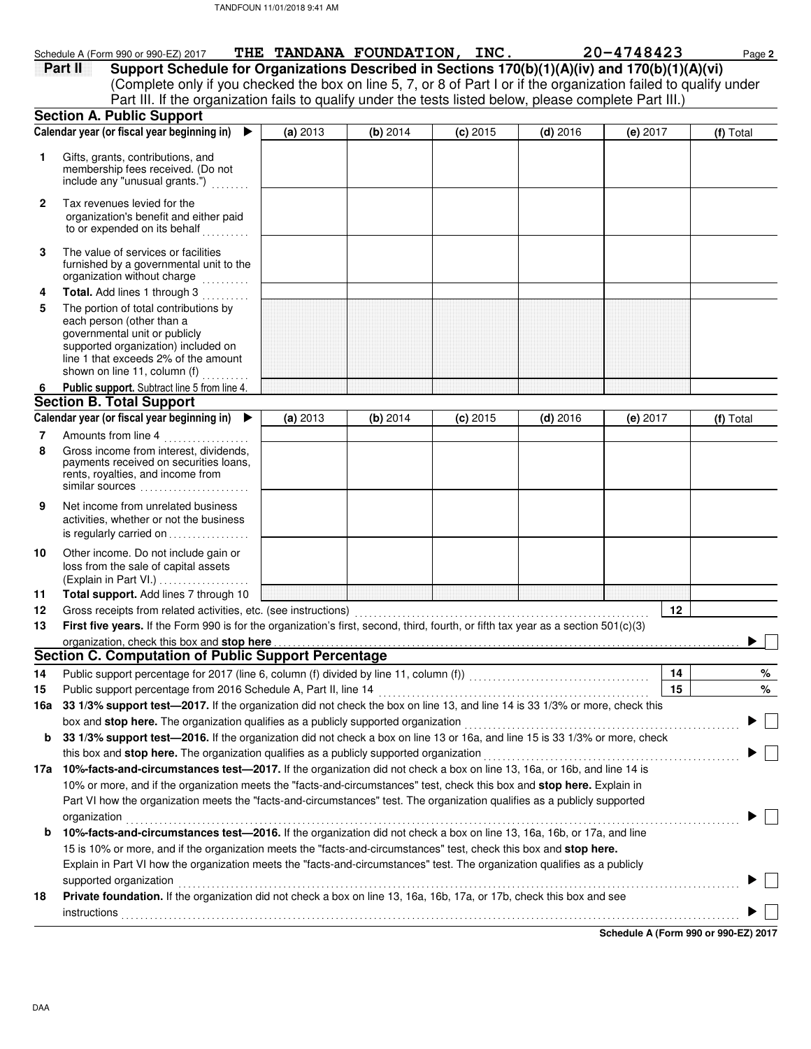Schedule A (Form 990 or 990-EZ) 2017 **THE TANDANA FOUNDATION, INC.** 20-4748423

## Part II Support Schedule for Organizations Described in Sections 170(b)(1)(A)(iv) and 170(b)(1)(A)(vi)

(Complete only if you checked the box on line 5, 7, or 8 of Part I or if the organization failed to qualify under Part III. If the organization fails to qualify under the tests listed below, please complete Part III.)

### Section A. Public Support

| | Calendar year (or fiscal year beginning in) ▶ | (a) 2013 | (b) 2014 | (c) 2015 | (d) 2016 | (e) 2017 | (f) Total |
|---|---|---|---|---|---|---|---|
| 1 | Gifts, grants, contributions, and membership fees received. (Do not include any "unusual grants.") | | | | | | |
| 2 | Tax revenues levied for the organization's benefit and either paid to or expended on its behalf | | | | | | |
| 3 | The value of services or facilities furnished by a governmental unit to the organization without charge | | | | | | |
| 4 | **Total.** Add lines 1 through 3 | | | | | | |
| 5 | The portion of total contributions by each person (other than a governmental unit or publicly supported organization) included on line 1 that exceeds 2% of the amount shown on line 11, column (f) | | | | | | |
| 6 | **Public support.** Subtract line 5 from line 4. | | | | | | |

### Section B. Total Support

| | Calendar year (or fiscal year beginning in) ▶ | (a) 2013 | (b) 2014 | (c) 2015 | (d) 2016 | (e) 2017 | (f) Total |
|---|---|---|---|---|---|---|---|
| 7 | Amounts from line 4 | | | | | | |
| 8 | Gross income from interest, dividends, payments received on securities loans, rents, royalties, and income from similar sources | | | | | | |
| 9 | Net income from unrelated business activities, whether or not the business is regularly carried on | | | | | | |
| 10 | Other income. Do not include gain or loss from the sale of capital assets (Explain in Part VI.) | | | | | | |
| 11 | **Total support.** Add lines 7 through 10 | | | | | | |

12 Gross receipts from related activities, etc. (see instructions) **12**

13 **First five years.** If the Form 990 is for the organization's first, second, third, fourth, or fifth tax year as a section 501(c)(3) organization, check this box and **stop here** ▶ ☐

### Section C. Computation of Public Support Percentage

14 Public support percentage for 2017 (line 6, column (f) divided by line 11, column (f)) **14** %

15 Public support percentage from 2016 Schedule A, Part II, line 14 **15** %

16a **33 1/3% support test—2017.** If the organization did not check the box on line 13, and line 14 is 33 1/3% or more, check this box and **stop here.** The organization qualifies as a publicly supported organization ▶ ☐

b **33 1/3% support test—2016.** If the organization did not check a box on line 13 or 16a, and line 15 is 33 1/3% or more, check this box and **stop here.** The organization qualifies as a publicly supported organization ▶ ☐

17a **10%-facts-and-circumstances test—2017.** If the organization did not check a box on line 13, 16a, or 16b, and line 14 is 10% or more, and if the organization meets the "facts-and-circumstances" test, check this box and **stop here.** Explain in Part VI how the organization meets the "facts-and-circumstances" test. The organization qualifies as a publicly supported organization ▶ ☐

b **10%-facts-and-circumstances test—2016.** If the organization did not check a box on line 13, 16a, 16b, or 17a, and line 15 is 10% or more, and if the organization meets the "facts-and-circumstances" test, check this box and **stop here.** Explain in Part VI how the organization meets the "facts-and-circumstances" test. The organization qualifies as a publicly supported organization ▶ ☐

18 **Private foundation.** If the organization did not check a box on line 13, 16a, 16b, 17a, or 17b, check this box and see instructions ▶ ☐

**Schedule A (Form 990 or 990-EZ) 2017**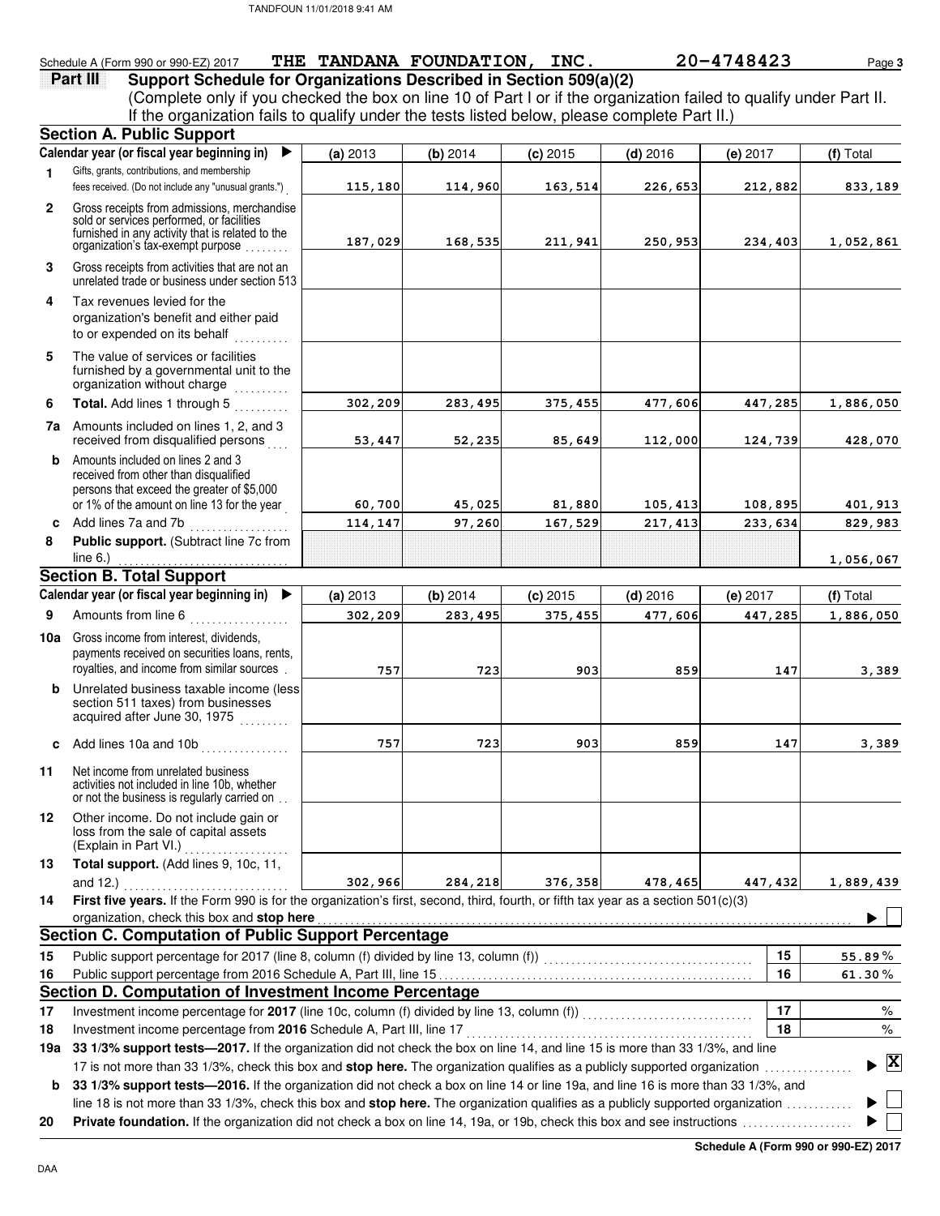Schedule A (Form 990 or 990-EZ) 2017 **THE TANDANA FOUNDATION, INC.** **20-4748423**

## Part III Support Schedule for Organizations Described in Section 509(a)(2)

(Complete only if you checked the box on line 10 of Part I or if the organization failed to qualify under Part II. If the organization fails to qualify under the tests listed below, please complete Part II.)

### Section A. Public Support

| Calendar year (or fiscal year beginning in) ▶ | (a) 2013 | (b) 2014 | (c) 2015 | (d) 2016 | (e) 2017 | (f) Total |
|---|---|---|---|---|---|---|
| **1** Gifts, grants, contributions, and membership fees received. (Do not include any "unusual grants.") | 115,180 | 114,960 | 163,514 | 226,653 | 212,882 | 833,189 |
| **2** Gross receipts from admissions, merchandise sold or services performed, or facilities furnished in any activity that is related to the organization's tax-exempt purpose | 187,029 | 168,535 | 211,941 | 250,953 | 234,403 | 1,052,861 |
| **3** Gross receipts from activities that are not an unrelated trade or business under section 513 | | | | | | |
| **4** Tax revenues levied for the organization's benefit and either paid to or expended on its behalf | | | | | | |
| **5** The value of services or facilities furnished by a governmental unit to the organization without charge | | | | | | |
| **6** **Total.** Add lines 1 through 5 | 302,209 | 283,495 | 375,455 | 477,606 | 447,285 | 1,886,050 |
| **7a** Amounts included on lines 1, 2, and 3 received from disqualified persons | 53,447 | 52,235 | 85,649 | 112,000 | 124,739 | 428,070 |
| **b** Amounts included on lines 2 and 3 received from other than disqualified persons that exceed the greater of $5,000 or 1% of the amount on line 13 for the year | 60,700 | 45,025 | 81,880 | 105,413 | 108,895 | 401,913 |
| **c** Add lines 7a and 7b | 114,147 | 97,260 | 167,529 | 217,413 | 233,634 | 829,983 |
| **8** **Public support.** (Subtract line 7c from line 6.) | | | | | | 1,056,067 |

### Section B. Total Support

| Calendar year (or fiscal year beginning in) ▶ | (a) 2013 | (b) 2014 | (c) 2015 | (d) 2016 | (e) 2017 | (f) Total |
|---|---|---|---|---|---|---|
| **9** Amounts from line 6 | 302,209 | 283,495 | 375,455 | 477,606 | 447,285 | 1,886,050 |
| **10a** Gross income from interest, dividends, payments received on securities loans, rents, royalties, and income from similar sources | 757 | 723 | 903 | 859 | 147 | 3,389 |
| **b** Unrelated business taxable income (less section 511 taxes) from businesses acquired after June 30, 1975 | | | | | | |
| **c** Add lines 10a and 10b | 757 | 723 | 903 | 859 | 147 | 3,389 |
| **11** Net income from unrelated business activities not included in line 10b, whether or not the business is regularly carried on | | | | | | |
| **12** Other income. Do not include gain or loss from the sale of capital assets (Explain in Part VI.) | | | | | | |
| **13** **Total support.** (Add lines 9, 10c, 11, and 12.) | 302,966 | 284,218 | 376,358 | 478,465 | 447,432 | 1,889,439 |

**14** **First five years.** If the Form 990 is for the organization's first, second, third, fourth, or fifth tax year as a section 501(c)(3) organization, check this box and **stop here** ▶ ☐

### Section C. Computation of Public Support Percentage

| | | | |
|---|---|---|---|
| **15** | Public support percentage for 2017 (line 8, column (f) divided by line 13, column (f)) | 15 | 55.89 % |
| **16** | Public support percentage from 2016 Schedule A, Part III, line 15 | 16 | 61.30 % |

### Section D. Computation of Investment Income Percentage

| | | | |
|---|---|---|---|
| **17** | Investment income percentage for **2017** (line 10c, column (f) divided by line 13, column (f)) | 17 | % |
| **18** | Investment income percentage from **2016** Schedule A, Part III, line 17 | 18 | % |

**19a** **33 1/3% support tests—2017.** If the organization did not check the box on line 14, and line 15 is more than 33 1/3%, and line 17 is not more than 33 1/3%, check this box and **stop here.** The organization qualifies as a publicly supported organization ▶ ☒

**b** **33 1/3% support tests—2016.** If the organization did not check a box on line 14 or line 19a, and line 16 is more than 33 1/3%, and line 18 is not more than 33 1/3%, check this box and **stop here.** The organization qualifies as a publicly supported organization ▶ ☐

**20** **Private foundation.** If the organization did not check a box on line 14, 19a, or 19b, check this box and see instructions ▶ ☐

**Schedule A (Form 990 or 990-EZ) 2017**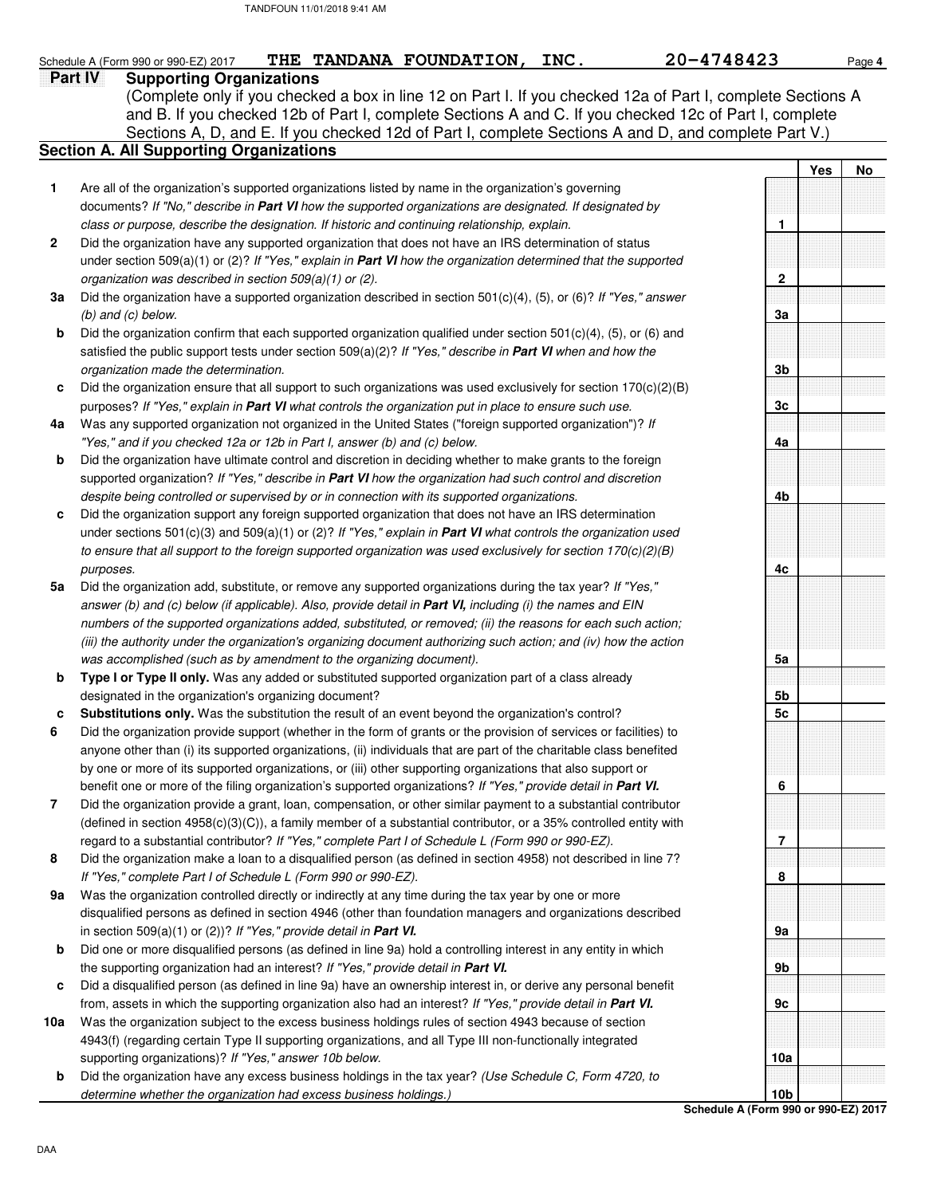Schedule A (Form 990 or 990-EZ) 2017 **THE TANDANA FOUNDATION, INC.** 20-4748423

## Part IV Supporting Organizations

(Complete only if you checked a box in line 12 on Part I. If you checked 12a of Part I, complete Sections A and B. If you checked 12b of Part I, complete Sections A and C. If you checked 12c of Part I, complete Sections A, D, and E. If you checked 12d of Part I, complete Sections A and D, and complete Part V.)

### Section A. All Supporting Organizations

| | | | Yes | No |
|---|---|---|---|---|
| **1** | Are all of the organization's supported organizations listed by name in the organization's governing documents? *If "No," describe in **Part VI** how the supported organizations are designated. If designated by class or purpose, describe the designation. If historic and continuing relationship, explain.* | 1 | | |
| **2** | Did the organization have any supported organization that does not have an IRS determination of status under section 509(a)(1) or (2)? *If "Yes," explain in **Part VI** how the organization determined that the supported organization was described in section 509(a)(1) or (2).* | 2 | | |
| **3a** | Did the organization have a supported organization described in section 501(c)(4), (5), or (6)? *If "Yes," answer (b) and (c) below.* | 3a | | |
| **b** | Did the organization confirm that each supported organization qualified under section 501(c)(4), (5), or (6) and satisfied the public support tests under section 509(a)(2)? *If "Yes," describe in **Part VI** when and how the organization made the determination.* | 3b | | |
| **c** | Did the organization ensure that all support to such organizations was used exclusively for section 170(c)(2)(B) purposes? *If "Yes," explain in **Part VI** what controls the organization put in place to ensure such use.* | 3c | | |
| **4a** | Was any supported organization not organized in the United States ("foreign supported organization")? *If "Yes," and if you checked 12a or 12b in Part I, answer (b) and (c) below.* | 4a | | |
| **b** | Did the organization have ultimate control and discretion in deciding whether to make grants to the foreign supported organization? *If "Yes," describe in **Part VI** how the organization had such control and discretion despite being controlled or supervised by or in connection with its supported organizations.* | 4b | | |
| **c** | Did the organization support any foreign supported organization that does not have an IRS determination under sections 501(c)(3) and 509(a)(1) or (2)? *If "Yes," explain in **Part VI** what controls the organization used to ensure that all support to the foreign supported organization was used exclusively for section 170(c)(2)(B) purposes.* | 4c | | |
| **5a** | Did the organization add, substitute, or remove any supported organizations during the tax year? *If "Yes," answer (b) and (c) below (if applicable). Also, provide detail in **Part VI,** including (i) the names and EIN numbers of the supported organizations added, substituted, or removed; (ii) the reasons for each such action; (iii) the authority under the organization's organizing document authorizing such action; and (iv) how the action was accomplished (such as by amendment to the organizing document).* | 5a | | |
| **b** | **Type I or Type II only.** Was any added or substituted supported organization part of a class already designated in the organization's organizing document? | 5b | | |
| **c** | **Substitutions only.** Was the substitution the result of an event beyond the organization's control? | 5c | | |
| **6** | Did the organization provide support (whether in the form of grants or the provision of services or facilities) to anyone other than (i) its supported organizations, (ii) individuals that are part of the charitable class benefited by one or more of its supported organizations, or (iii) other supporting organizations that also support or benefit one or more of the filing organization's supported organizations? *If "Yes," provide detail in **Part VI.*** | 6 | | |
| **7** | Did the organization provide a grant, loan, compensation, or other similar payment to a substantial contributor (defined in section 4958(c)(3)(C)), a family member of a substantial contributor, or a 35% controlled entity with regard to a substantial contributor? *If "Yes," complete Part I of Schedule L (Form 990 or 990-EZ).* | 7 | | |
| **8** | Did the organization make a loan to a disqualified person (as defined in section 4958) not described in line 7? *If "Yes," complete Part I of Schedule L (Form 990 or 990-EZ).* | 8 | | |
| **9a** | Was the organization controlled directly or indirectly at any time during the tax year by one or more disqualified persons as defined in section 4946 (other than foundation managers and organizations described in section 509(a)(1) or (2))? *If "Yes," provide detail in **Part VI.*** | 9a | | |
| **b** | Did one or more disqualified persons (as defined in line 9a) hold a controlling interest in any entity in which the supporting organization had an interest? *If "Yes," provide detail in **Part VI.*** | 9b | | |
| **c** | Did a disqualified person (as defined in line 9a) have an ownership interest in, or derive any personal benefit from, assets in which the supporting organization also had an interest? *If "Yes," provide detail in **Part VI.*** | 9c | | |
| **10a** | Was the organization subject to the excess business holdings rules of section 4943 because of section 4943(f) (regarding certain Type II supporting organizations, and all Type III non-functionally integrated supporting organizations)? *If "Yes," answer 10b below.* | 10a | | |
| **b** | Did the organization have any excess business holdings in the tax year? *(Use Schedule C, Form 4720, to determine whether the organization had excess business holdings.)* | 10b | | |

**Schedule A (Form 990 or 990-EZ) 2017**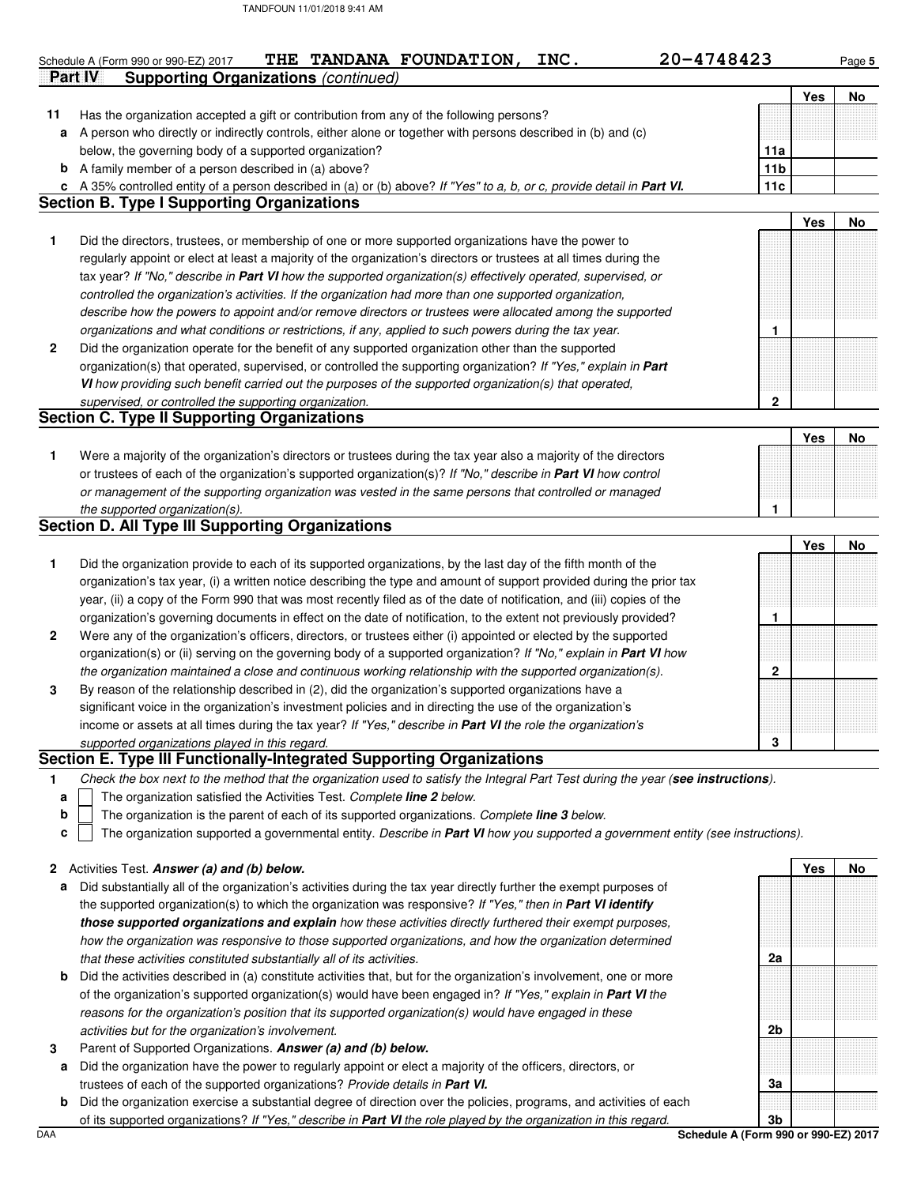Schedule A (Form 990 or 990-EZ) 2017 **THE TANDANA FOUNDATION, INC.** **20-4748423**

**Part IV Supporting Organizations** *(continued)*

| | | | Yes | No |
|---|---|---|---|---|
| **11** | Has the organization accepted a gift or contribution from any of the following persons? | | | |
| **a** | A person who directly or indirectly controls, either alone or together with persons described in (b) and (c) below, the governing body of a supported organization? | **11a** | | |
| **b** | A family member of a person described in (a) above? | **11b** | | |
| **c** | A 35% controlled entity of a person described in (a) or (b) above? *If "Yes" to a, b, or c, provide detail in* ***Part VI.*** | **11c** | | |

## Section B. Type I Supporting Organizations

| | | | Yes | No |
|---|---|---|---|---|
| **1** | Did the directors, trustees, or membership of one or more supported organizations have the power to regularly appoint or elect at least a majority of the organization's directors or trustees at all times during the tax year? *If "No," describe in* ***Part VI*** *how the supported organization(s) effectively operated, supervised, or controlled the organization's activities. If the organization had more than one supported organization, describe how the powers to appoint and/or remove directors or trustees were allocated among the supported organizations and what conditions or restrictions, if any, applied to such powers during the tax year.* | **1** | | |
| **2** | Did the organization operate for the benefit of any supported organization other than the supported organization(s) that operated, supervised, or controlled the supporting organization? *If "Yes," explain in* ***Part VI*** *how providing such benefit carried out the purposes of the supported organization(s) that operated, supervised, or controlled the supporting organization.* | **2** | | |

## Section C. Type II Supporting Organizations

| | | | Yes | No |
|---|---|---|---|---|
| **1** | Were a majority of the organization's directors or trustees during the tax year also a majority of the directors or trustees of each of the organization's supported organization(s)? *If "No," describe in* ***Part VI*** *how control or management of the supporting organization was vested in the same persons that controlled or managed the supported organization(s).* | **1** | | |

## Section D. All Type III Supporting Organizations

| | | | Yes | No |
|---|---|---|---|---|
| **1** | Did the organization provide to each of its supported organizations, by the last day of the fifth month of the organization's tax year, (i) a written notice describing the type and amount of support provided during the prior tax year, (ii) a copy of the Form 990 that was most recently filed as of the date of notification, and (iii) copies of the organization's governing documents in effect on the date of notification, to the extent not previously provided? | **1** | | |
| **2** | Were any of the organization's officers, directors, or trustees either (i) appointed or elected by the supported organization(s) or (ii) serving on the governing body of a supported organization? *If "No," explain in* ***Part VI*** *how the organization maintained a close and continuous working relationship with the supported organization(s).* | **2** | | |
| **3** | By reason of the relationship described in (2), did the organization's supported organizations have a significant voice in the organization's investment policies and in directing the use of the organization's income or assets at all times during the tax year? *If "Yes," describe in* ***Part VI*** *the role the organization's supported organizations played in this regard.* | **3** | | |

## Section E. Type III Functionally-Integrated Supporting Organizations

**1** *Check the box next to the method that the organization used to satisfy the Integral Part Test during the year (**see instructions**).*

- **a** ☐ The organization satisfied the Activities Test. *Complete **line 2** below.*
- **b** ☐ The organization is the parent of each of its supported organizations. *Complete **line 3** below.*
- **c** ☐ The organization supported a governmental entity. *Describe in **Part VI** how you supported a government entity (see instructions).*

| | | | Yes | No |
|---|---|---|---|---|
| **2** | Activities Test. ***Answer (a) and (b) below.*** | | | |
| **a** | Did substantially all of the organization's activities during the tax year directly further the exempt purposes of the supported organization(s) to which the organization was responsive? *If "Yes," then in* ***Part VI identify those supported organizations and explain*** *how these activities directly furthered their exempt purposes, how the organization was responsive to those supported organizations, and how the organization determined that these activities constituted substantially all of its activities.* | **2a** | | |
| **b** | Did the activities described in (a) constitute activities that, but for the organization's involvement, one or more of the organization's supported organization(s) would have been engaged in? *If "Yes," explain in* ***Part VI*** *the reasons for the organization's position that its supported organization(s) would have engaged in these activities but for the organization's involvement.* | **2b** | | |
| **3** | Parent of Supported Organizations. ***Answer (a) and (b) below.*** | | | |
| **a** | Did the organization have the power to regularly appoint or elect a majority of the officers, directors, or trustees of each of the supported organizations? *Provide details in* ***Part VI.*** | **3a** | | |
| **b** | Did the organization exercise a substantial degree of direction over the policies, programs, and activities of each of its supported organizations? *If "Yes," describe in* ***Part VI*** *the role played by the organization in this regard.* | **3b** | | |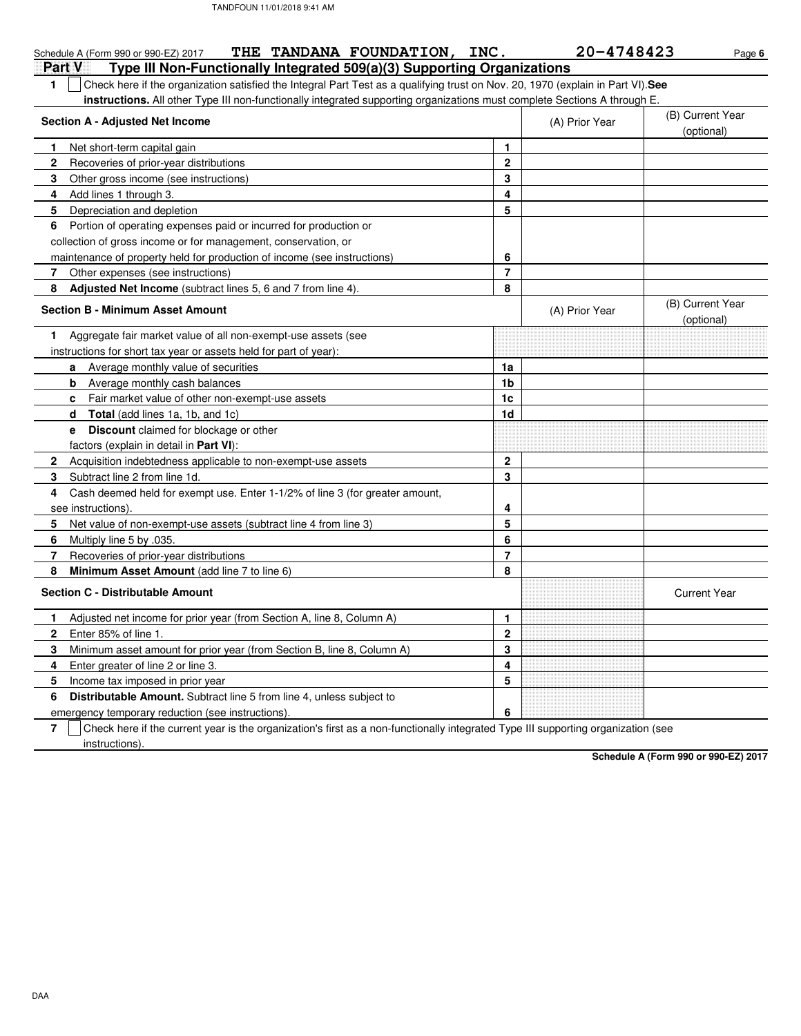Schedule A (Form 990 or 990-EZ) 2017 THE TANDANA FOUNDATION, INC. 20-4748423

## Part V Type III Non-Functionally Integrated 509(a)(3) Supporting Organizations

1 ☐ Check here if the organization satisfied the Integral Part Test as a qualifying trust on Nov. 20, 1970 (explain in Part VI). **See instructions.** All other Type III non-functionally integrated supporting organizations must complete Sections A through E.

| **Section A - Adjusted Net Income** | | (A) Prior Year | (B) Current Year (optional) |
|---|---|---|---|
| 1 Net short-term capital gain | 1 | | |
| 2 Recoveries of prior-year distributions | 2 | | |
| 3 Other gross income (see instructions) | 3 | | |
| 4 Add lines 1 through 3. | 4 | | |
| 5 Depreciation and depletion | 5 | | |
| 6 Portion of operating expenses paid or incurred for production or collection of gross income or for management, conservation, or maintenance of property held for production of income (see instructions) | 6 | | |
| 7 Other expenses (see instructions) | 7 | | |
| 8 **Adjusted Net Income** (subtract lines 5, 6 and 7 from line 4). | 8 | | |

| **Section B - Minimum Asset Amount** | | (A) Prior Year | (B) Current Year (optional) |
|---|---|---|---|
| 1 Aggregate fair market value of all non-exempt-use assets (see instructions for short tax year or assets held for part of year): | | | |
| a Average monthly value of securities | 1a | | |
| b Average monthly cash balances | 1b | | |
| c Fair market value of other non-exempt-use assets | 1c | | |
| d **Total** (add lines 1a, 1b, and 1c) | 1d | | |
| e **Discount** claimed for blockage or other factors (explain in detail in **Part VI**): | | | |
| 2 Acquisition indebtedness applicable to non-exempt-use assets | 2 | | |
| 3 Subtract line 2 from line 1d. | 3 | | |
| 4 Cash deemed held for exempt use. Enter 1-1/2% of line 3 (for greater amount, see instructions). | 4 | | |
| 5 Net value of non-exempt-use assets (subtract line 4 from line 3) | 5 | | |
| 6 Multiply line 5 by .035. | 6 | | |
| 7 Recoveries of prior-year distributions | 7 | | |
| 8 **Minimum Asset Amount** (add line 7 to line 6) | 8 | | |

| **Section C - Distributable Amount** | | | Current Year |
|---|---|---|---|
| 1 Adjusted net income for prior year (from Section A, line 8, Column A) | 1 | | |
| 2 Enter 85% of line 1. | 2 | | |
| 3 Minimum asset amount for prior year (from Section B, line 8, Column A) | 3 | | |
| 4 Enter greater of line 2 or line 3. | 4 | | |
| 5 Income tax imposed in prior year | 5 | | |
| 6 **Distributable Amount.** Subtract line 5 from line 4, unless subject to emergency temporary reduction (see instructions). | 6 | | |

7 ☐ Check here if the current year is the organization's first as a non-functionally integrated Type III supporting organization (see instructions).

**Schedule A (Form 990 or 990-EZ) 2017**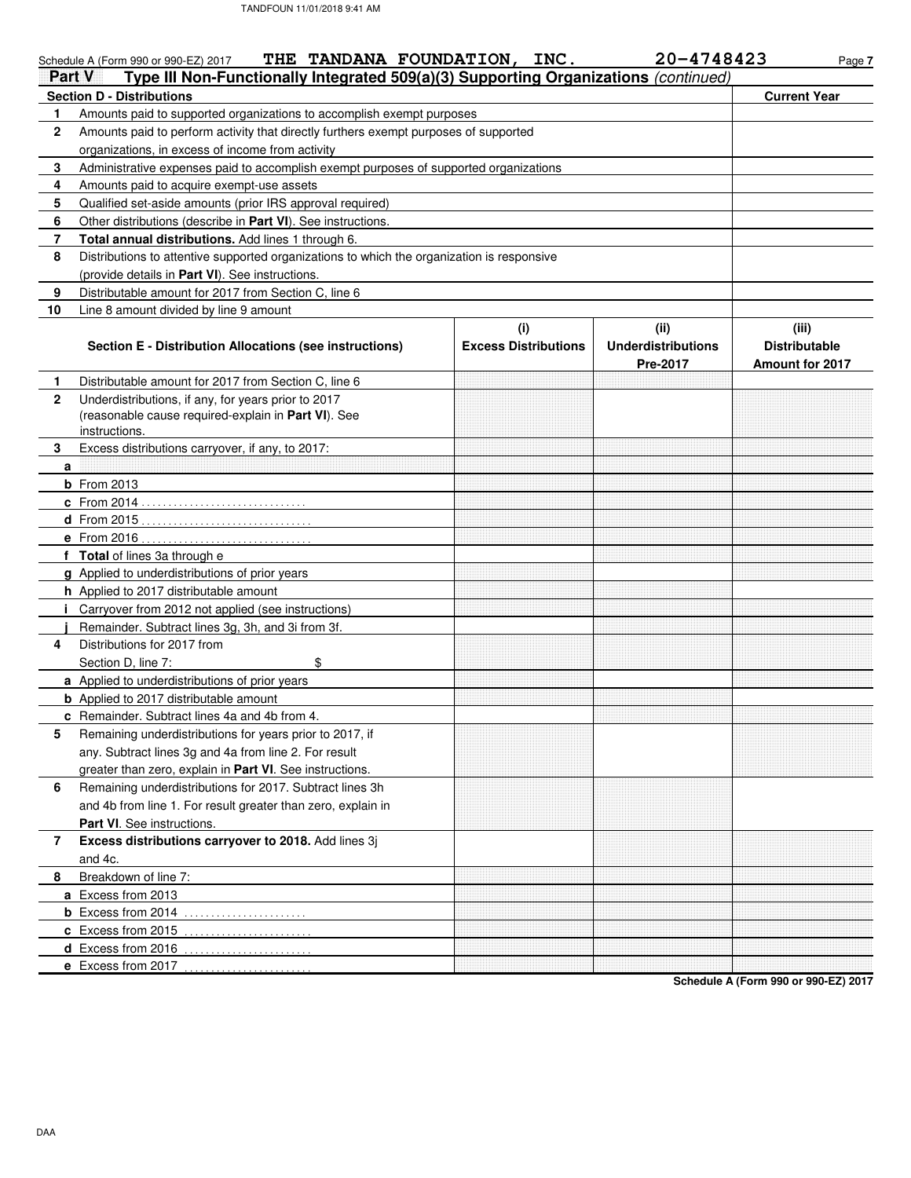Schedule A (Form 990 or 990-EZ) 2017 **THE TANDANA FOUNDATION, INC.** **20-4748423** Page **7**

## Part V Type III Non-Functionally Integrated 509(a)(3) Supporting Organizations *(continued)*

| Section D - Distributions | | Current Year |
|---|---|---|
| 1 | Amounts paid to supported organizations to accomplish exempt purposes | |
| 2 | Amounts paid to perform activity that directly furthers exempt purposes of supported organizations, in excess of income from activity | |
| 3 | Administrative expenses paid to accomplish exempt purposes of supported organizations | |
| 4 | Amounts paid to acquire exempt-use assets | |
| 5 | Qualified set-aside amounts (prior IRS approval required) | |
| 6 | Other distributions (describe in **Part VI**). See instructions. | |
| 7 | **Total annual distributions.** Add lines 1 through 6. | |
| 8 | Distributions to attentive supported organizations to which the organization is responsive (provide details in **Part VI**). See instructions. | |
| 9 | Distributable amount for 2017 from Section C, line 6 | |
| 10 | Line 8 amount divided by line 9 amount | |

| | Section E - Distribution Allocations (see instructions) | (i) Excess Distributions | (ii) Underdistributions Pre-2017 | (iii) Distributable Amount for 2017 |
|---|---|---|---|---|
| 1 | Distributable amount for 2017 from Section C, line 6 | | | |
| 2 | Underdistributions, if any, for years prior to 2017 (reasonable cause required-explain in **Part VI**). See instructions. | | | |
| 3 | Excess distributions carryover, if any, to 2017: | | | |
| a | | | | |
| b | From 2013 | | | |
| c | From 2014 | | | |
| d | From 2015 | | | |
| e | From 2016 | | | |
| f | **Total** of lines 3a through e | | | |
| g | Applied to underdistributions of prior years | | | |
| h | Applied to 2017 distributable amount | | | |
| i | Carryover from 2012 not applied (see instructions) | | | |
| j | Remainder. Subtract lines 3g, 3h, and 3i from 3f. | | | |
| 4 | Distributions for 2017 from Section D, line 7: $ | | | |
| a | Applied to underdistributions of prior years | | | |
| b | Applied to 2017 distributable amount | | | |
| c | Remainder. Subtract lines 4a and 4b from 4. | | | |
| 5 | Remaining underdistributions for years prior to 2017, if any. Subtract lines 3g and 4a from line 2. For result greater than zero, explain in **Part VI**. See instructions. | | | |
| 6 | Remaining underdistributions for 2017. Subtract lines 3h and 4b from line 1. For result greater than zero, explain in **Part VI**. See instructions. | | | |
| 7 | **Excess distributions carryover to 2018.** Add lines 3j and 4c. | | | |
| 8 | Breakdown of line 7: | | | |
| a | Excess from 2013 | | | |
| b | Excess from 2014 | | | |
| c | Excess from 2015 | | | |
| d | Excess from 2016 | | | |
| e | Excess from 2017 | | | |

**Schedule A (Form 990 or 990-EZ) 2017**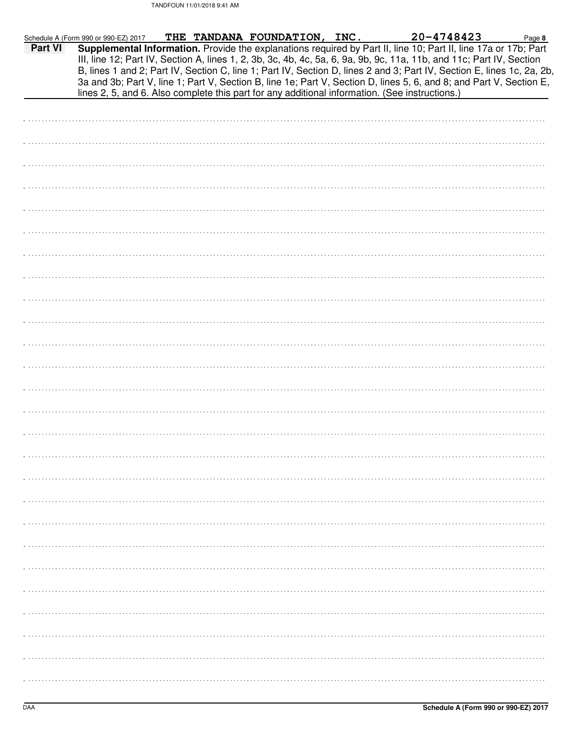Schedule A (Form 990 or 990-EZ) 2017 **THE TANDANA FOUNDATION, INC.** **20-4748423** Page **8**

**Part VI** **Supplemental Information.** Provide the explanations required by Part II, line 10; Part II, line 17a or 17b; Part III, line 12; Part IV, Section A, lines 1, 2, 3b, 3c, 4b, 4c, 5a, 6, 9a, 9b, 9c, 11a, 11b, and 11c; Part IV, Section B, lines 1 and 2; Part IV, Section C, line 1; Part IV, Section D, lines 2 and 3; Part IV, Section E, lines 1c, 2a, 2b, 3a and 3b; Part V, line 1; Part V, Section B, line 1e; Part V, Section D, lines 5, 6, and 8; and Part V, Section E, lines 2, 5, and 6. Also complete this part for any additional information. (See instructions.)

DAA **Schedule A (Form 990 or 990-EZ) 2017**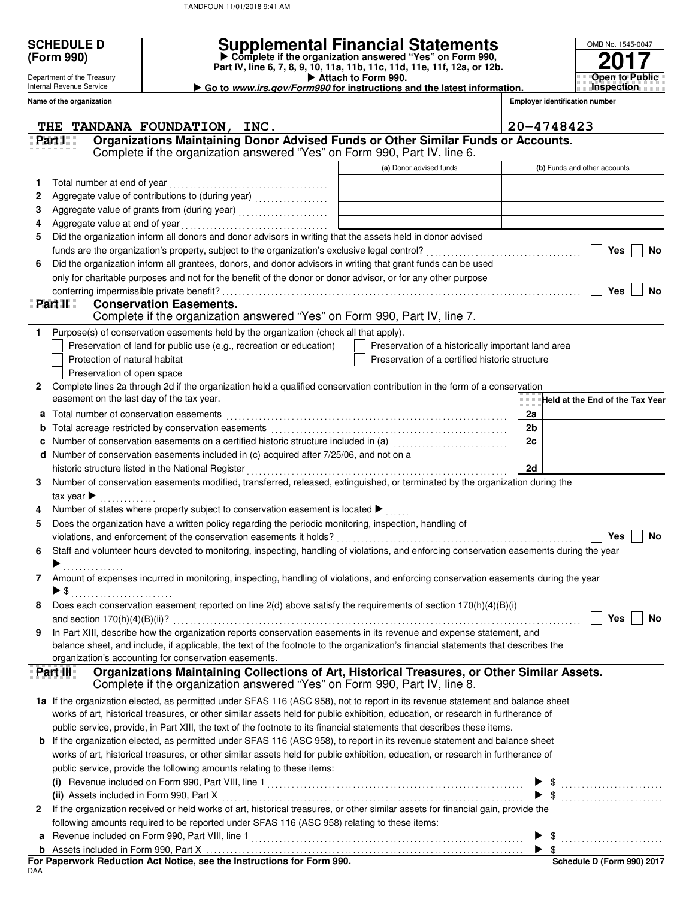**SCHEDULE D (Form 990)**

Department of the Treasury
Internal Revenue Service

# Supplemental Financial Statements

▶ Complete if the organization answered "Yes" on Form 990, Part IV, line 6, 7, 8, 9, 10, 11a, 11b, 11c, 11d, 11e, 11f, 12a, or 12b.
▶ Attach to Form 990.
▶ Go to *www.irs.gov/Form990* for instructions and the latest information.

OMB No. 1545-0047
**2017**
**Open to Public Inspection**

**Name of the organization**: THE TANDANA FOUNDATION, INC.
**Employer identification number**: 20-4748423

## Part I — Organizations Maintaining Donor Advised Funds or Other Similar Funds or Accounts.
Complete if the organization answered "Yes" on Form 990, Part IV, line 6.

| | | (a) Donor advised funds | (b) Funds and other accounts |
|---|---|---|---|
| 1 | Total number at end of year | | |
| 2 | Aggregate value of contributions to (during year) | | |
| 3 | Aggregate value of grants from (during year) | | |
| 4 | Aggregate value at end of year | | |

5 Did the organization inform all donors and donor advisors in writing that the assets held in donor advised funds are the organization's property, subject to the organization's exclusive legal control? ☐ Yes ☐ No

6 Did the organization inform all grantees, donors, and donor advisors in writing that grant funds can be used only for charitable purposes and not for the benefit of the donor or donor advisor, or for any other purpose conferring impermissible private benefit? ☐ Yes ☐ No

## Part II — Conservation Easements.
Complete if the organization answered "Yes" on Form 990, Part IV, line 7.

1 Purpose(s) of conservation easements held by the organization (check all that apply).
- ☐ Preservation of land for public use (e.g., recreation or education)
- ☐ Preservation of a historically important land area
- ☐ Protection of natural habitat
- ☐ Preservation of a certified historic structure
- ☐ Preservation of open space

2 Complete lines 2a through 2d if the organization held a qualified conservation contribution in the form of a conservation easement on the last day of the tax year.

| | | | Held at the End of the Tax Year |
|---|---|---|---|
| a | Total number of conservation easements | 2a | |
| b | Total acreage restricted by conservation easements | 2b | |
| c | Number of conservation easements on a certified historic structure included in (a) | 2c | |
| d | Number of conservation easements included in (c) acquired after 7/25/06, and not on a historic structure listed in the National Register | 2d | |

3 Number of conservation easements modified, transferred, released, extinguished, or terminated by the organization during the tax year ▶

4 Number of states where property subject to conservation easement is located ▶

5 Does the organization have a written policy regarding the periodic monitoring, inspection, handling of violations, and enforcement of the conservation easements it holds? ☐ Yes ☐ No

6 Staff and volunteer hours devoted to monitoring, inspecting, handling of violations, and enforcing conservation easements during the year ▶

7 Amount of expenses incurred in monitoring, inspecting, handling of violations, and enforcing conservation easements during the year ▶ $

8 Does each conservation easement reported on line 2(d) above satisfy the requirements of section 170(h)(4)(B)(i) and section 170(h)(4)(B)(ii)? ☐ Yes ☐ No

9 In Part XIII, describe how the organization reports conservation easements in its revenue and expense statement, and balance sheet, and include, if applicable, the text of the footnote to the organization's financial statements that describes the organization's accounting for conservation easements.

## Part III — Organizations Maintaining Collections of Art, Historical Treasures, or Other Similar Assets.
Complete if the organization answered "Yes" on Form 990, Part IV, line 8.

1a If the organization elected, as permitted under SFAS 116 (ASC 958), not to report in its revenue statement and balance sheet works of art, historical treasures, or other similar assets held for public exhibition, education, or research in furtherance of public service, provide, in Part XIII, the text of the footnote to its financial statements that describes these items.

b If the organization elected, as permitted under SFAS 116 (ASC 958), to report in its revenue statement and balance sheet works of art, historical treasures, or other similar assets held for public exhibition, education, or research in furtherance of public service, provide the following amounts relating to these items:

(i) Revenue included on Form 990, Part VIII, line 1 ▶ $

(ii) Assets included in Form 990, Part X ▶ $

2 If the organization received or held works of art, historical treasures, or other similar assets for financial gain, provide the following amounts required to be reported under SFAS 116 (ASC 958) relating to these items:

a Revenue included on Form 990, Part VIII, line 1 ▶ $

b Assets included in Form 990, Part X ▶ $

**For Paperwork Reduction Act Notice, see the Instructions for Form 990.**
DAA
**Schedule D (Form 990) 2017**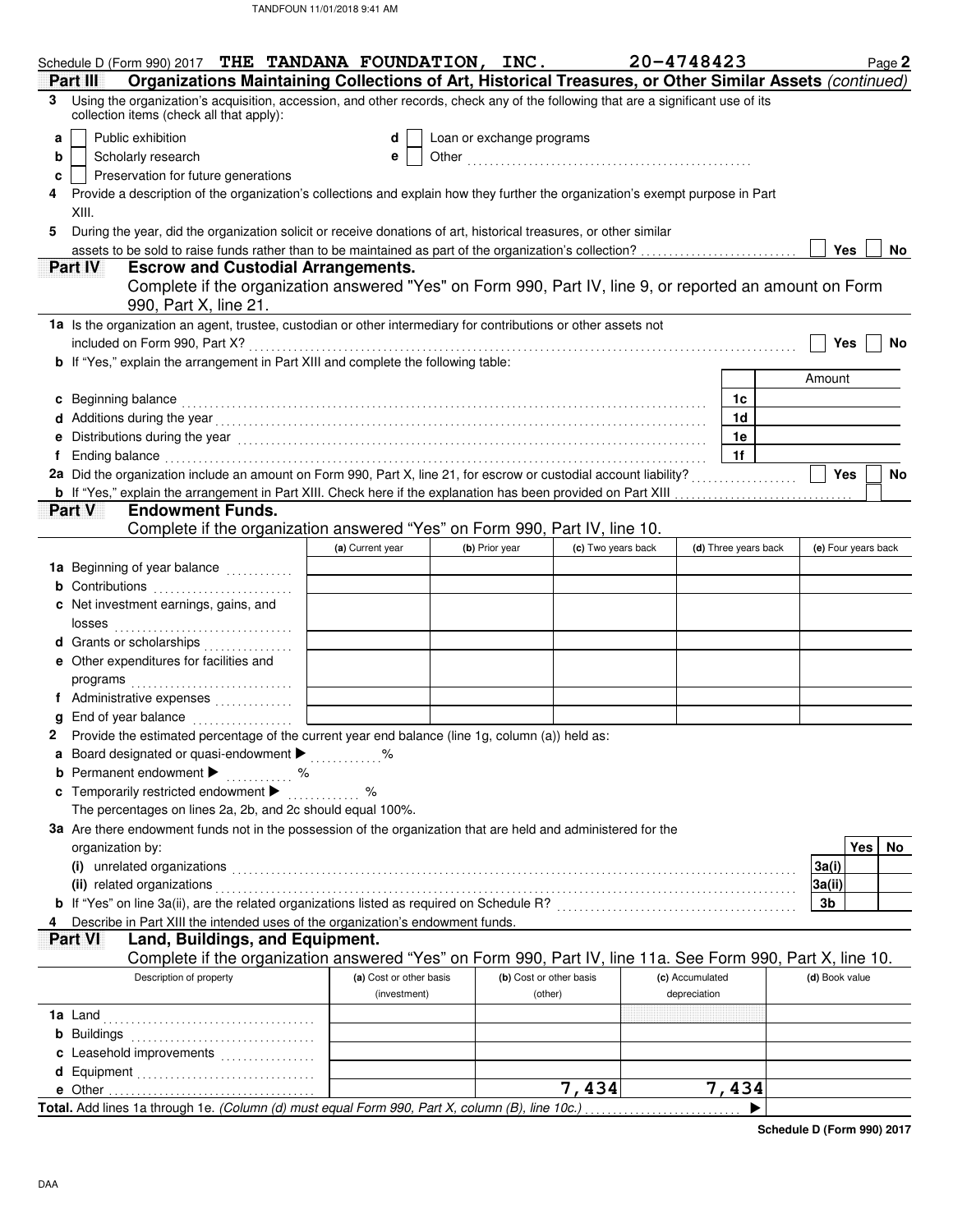Schedule D (Form 990) 2017 THE TANDANA FOUNDATION, INC. 20-4748423 Page 2

## Part III Organizations Maintaining Collections of Art, Historical Treasures, or Other Similar Assets *(continued)*

3 Using the organization's acquisition, accession, and other records, check any of the following that are a significant use of its collection items (check all that apply):

- a ☐ Public exhibition
- b ☐ Scholarly research
- c ☐ Preservation for future generations
- d ☐ Loan or exchange programs
- e ☐ Other ..................................................

4 Provide a description of the organization's collections and explain how they further the organization's exempt purpose in Part XIII.

5 During the year, did the organization solicit or receive donations of art, historical treasures, or other similar assets to be sold to raise funds rather than to be maintained as part of the organization's collection? ☐ Yes ☐ No

## Part IV Escrow and Custodial Arrangements.

Complete if the organization answered "Yes" on Form 990, Part IV, line 9, or reported an amount on Form 990, Part X, line 21.

1a Is the organization an agent, trustee, custodian or other intermediary for contributions or other assets not included on Form 990, Part X? ☐ Yes ☐ No

b If "Yes," explain the arrangement in Part XIII and complete the following table:

| | | Amount |
|---|---|---|
| c Beginning balance | 1c | |
| d Additions during the year | 1d | |
| e Distributions during the year | 1e | |
| f Ending balance | 1f | |

2a Did the organization include an amount on Form 990, Part X, line 21, for escrow or custodial account liability? ☐ Yes ☐ No

b If "Yes," explain the arrangement in Part XIII. Check here if the explanation has been provided on Part XIII ☐

## Part V Endowment Funds.

Complete if the organization answered "Yes" on Form 990, Part IV, line 10.

| | (a) Current year | (b) Prior year | (c) Two years back | (d) Three years back | (e) Four years back |
|---|---|---|---|---|---|
| 1a Beginning of year balance | | | | | |
| b Contributions | | | | | |
| c Net investment earnings, gains, and losses | | | | | |
| d Grants or scholarships | | | | | |
| e Other expenditures for facilities and programs | | | | | |
| f Administrative expenses | | | | | |
| g End of year balance | | | | | |

2 Provide the estimated percentage of the current year end balance (line 1g, column (a)) held as:

- a Board designated or quasi-endowment ▶ ............ %
- b Permanent endowment ▶ ............ %
- c Temporarily restricted endowment ▶ ............ %

The percentages on lines 2a, 2b, and 2c should equal 100%.

3a Are there endowment funds not in the possession of the organization that are held and administered for the organization by:

| | | Yes | No |
|---|---|---|---|
| (i) unrelated organizations | 3a(i) | | |
| (ii) related organizations | 3a(ii) | | |
| b If "Yes" on line 3a(ii), are the related organizations listed as required on Schedule R? | 3b | | |

4 Describe in Part XIII the intended uses of the organization's endowment funds.

## Part VI Land, Buildings, and Equipment.

Complete if the organization answered "Yes" on Form 990, Part IV, line 11a. See Form 990, Part X, line 10.

| Description of property | (a) Cost or other basis (investment) | (b) Cost or other basis (other) | (c) Accumulated depreciation | (d) Book value |
|---|---|---|---|---|
| 1a Land | | | | |
| b Buildings | | | | |
| c Leasehold improvements | | | | |
| d Equipment | | | | |
| e Other | | 7,434 | 7,434 | |
| **Total.** Add lines 1a through 1e. *(Column (d) must equal Form 990, Part X, column (B), line 10c.)* ▶ | | | | |

Schedule D (Form 990) 2017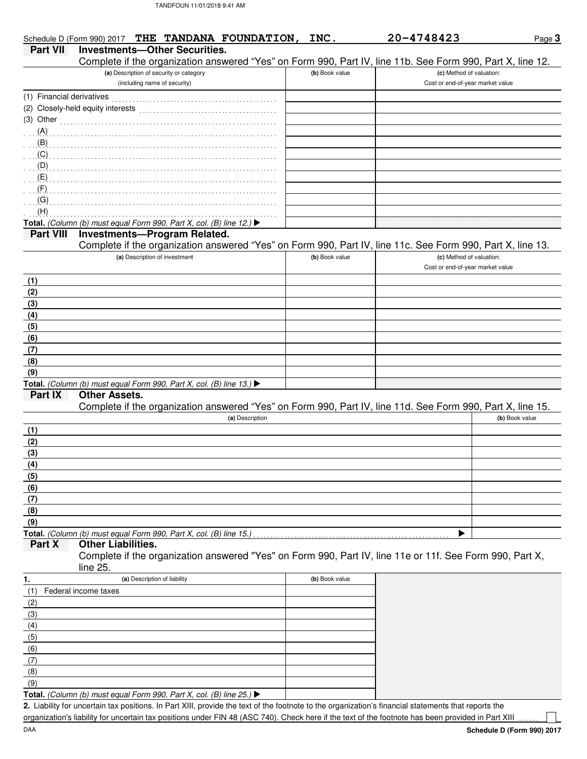Schedule D (Form 990) 2017 **THE TANDANA FOUNDATION, INC.** **20-4748423** Page **3**

## Part VII Investments—Other Securities.

Complete if the organization answered "Yes" on Form 990, Part IV, line 11b. See Form 990, Part X, line 12.

| (a) Description of security or category (including name of security) | (b) Book value | (c) Method of valuation: Cost or end-of-year market value |
|---|---|---|
| (1) Financial derivatives | | |
| (2) Closely-held equity interests | | |
| (3) Other | | |
| (A) | | |
| (B) | | |
| (C) | | |
| (D) | | |
| (E) | | |
| (F) | | |
| (G) | | |
| (H) | | |
| **Total.** *(Column (b) must equal Form 990, Part X, col. (B) line 12.)* ▶ | | |

## Part VIII Investments—Program Related.

Complete if the organization answered "Yes" on Form 990, Part IV, line 11c. See Form 990, Part X, line 13.

| (a) Description of investment | (b) Book value | (c) Method of valuation: Cost or end-of-year market value |
|---|---|---|
| (1) | | |
| (2) | | |
| (3) | | |
| (4) | | |
| (5) | | |
| (6) | | |
| (7) | | |
| (8) | | |
| (9) | | |
| **Total.** *(Column (b) must equal Form 990, Part X, col. (B) line 13.)* ▶ | | |

## Part IX Other Assets.

Complete if the organization answered "Yes" on Form 990, Part IV, line 11d. See Form 990, Part X, line 15.

| (a) Description | (b) Book value |
|---|---|
| (1) | |
| (2) | |
| (3) | |
| (4) | |
| (5) | |
| (6) | |
| (7) | |
| (8) | |
| (9) | |
| **Total.** *(Column (b) must equal Form 990, Part X, col. (B) line 15.)* ▶ | |

## Part X Other Liabilities.

Complete if the organization answered "Yes" on Form 990, Part IV, line 11e or 11f. See Form 990, Part X, line 25.

| 1. (a) Description of liability | (b) Book value |
|---|---|
| (1) Federal income taxes | |
| (2) | |
| (3) | |
| (4) | |
| (5) | |
| (6) | |
| (7) | |
| (8) | |
| (9) | |
| **Total.** *(Column (b) must equal Form 990, Part X, col. (B) line 25.)* ▶ | |

**2.** Liability for uncertain tax positions. In Part XIII, provide the text of the footnote to the organization's financial statements that reports the organization's liability for uncertain tax positions under FIN 48 (ASC 740). Check here if the text of the footnote has been provided in Part XIII ☐

DAA **Schedule D (Form 990) 2017**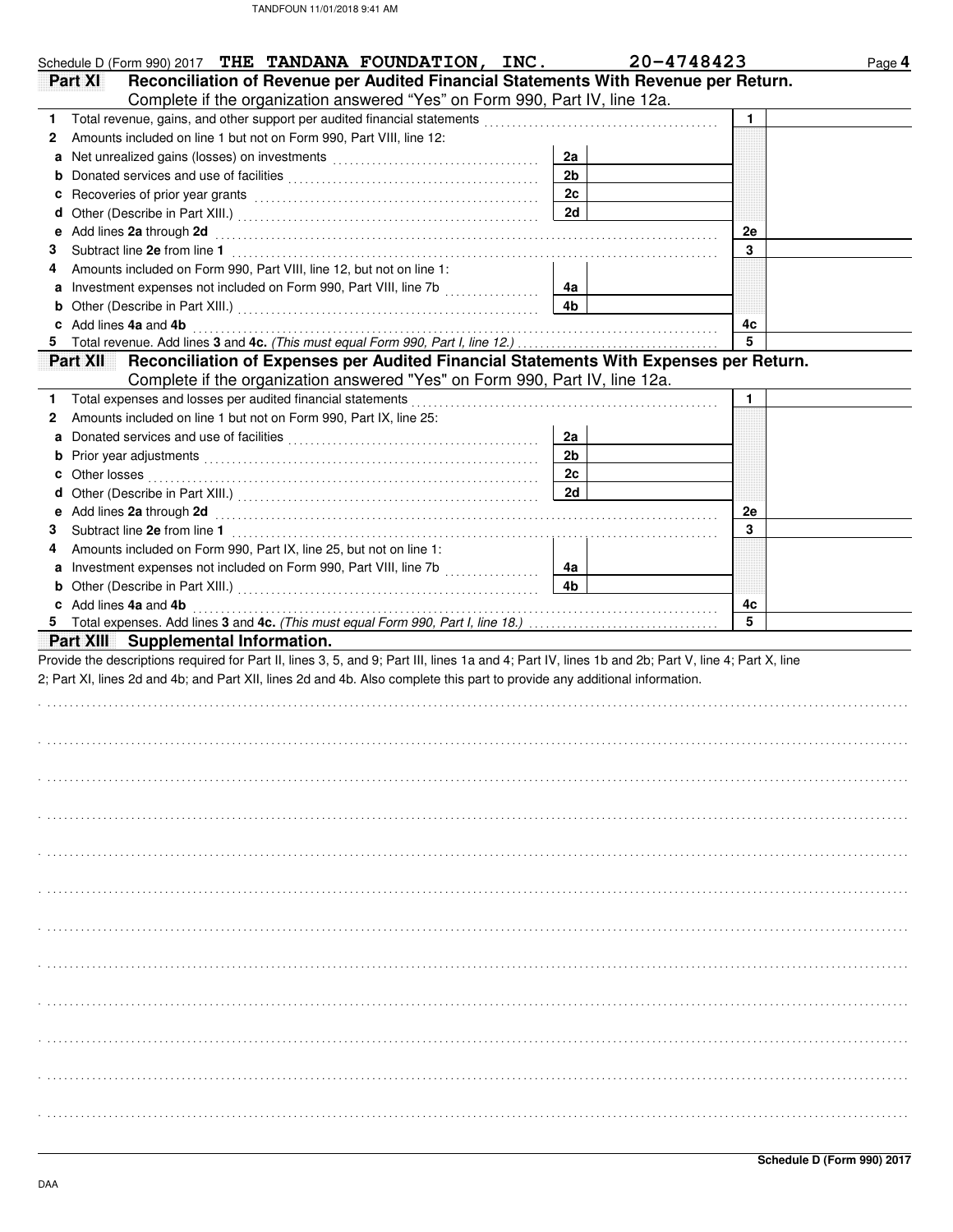Schedule D (Form 990) 2017 **THE TANDANA FOUNDATION, INC.** **20-4748423** Page **4**

## Part XI Reconciliation of Revenue per Audited Financial Statements With Revenue per Return.

Complete if the organization answered "Yes" on Form 990, Part IV, line 12a.

| | | | | | |
|---|---|---|---|---|---|
| **1** | Total revenue, gains, and other support per audited financial statements | | | 1 | |
| **2** | Amounts included on line 1 but not on Form 990, Part VIII, line 12: | | | | |
| **a** | Net unrealized gains (losses) on investments | 2a | | | |
| **b** | Donated services and use of facilities | 2b | | | |
| **c** | Recoveries of prior year grants | 2c | | | |
| **d** | Other (Describe in Part XIII.) | 2d | | | |
| **e** | Add lines **2a** through **2d** | | | 2e | |
| **3** | Subtract line **2e** from line **1** | | | 3 | |
| **4** | Amounts included on Form 990, Part VIII, line 12, but not on line 1: | | | | |
| **a** | Investment expenses not included on Form 990, Part VIII, line 7b | 4a | | | |
| **b** | Other (Describe in Part XIII.) | 4b | | | |
| **c** | Add lines **4a** and **4b** | | | 4c | |
| **5** | Total revenue. Add lines **3** and **4c.** *(This must equal Form 990, Part I, line 12.)* | | | 5 | |

## Part XII Reconciliation of Expenses per Audited Financial Statements With Expenses per Return.

Complete if the organization answered "Yes" on Form 990, Part IV, line 12a.

| | | | | | |
|---|---|---|---|---|---|
| **1** | Total expenses and losses per audited financial statements | | | 1 | |
| **2** | Amounts included on line 1 but not on Form 990, Part IX, line 25: | | | | |
| **a** | Donated services and use of facilities | 2a | | | |
| **b** | Prior year adjustments | 2b | | | |
| **c** | Other losses | 2c | | | |
| **d** | Other (Describe in Part XIII.) | 2d | | | |
| **e** | Add lines **2a** through **2d** | | | 2e | |
| **3** | Subtract line **2e** from line **1** | | | 3 | |
| **4** | Amounts included on Form 990, Part IX, line 25, but not on line 1: | | | | |
| **a** | Investment expenses not included on Form 990, Part VIII, line 7b | 4a | | | |
| **b** | Other (Describe in Part XIII.) | 4b | | | |
| **c** | Add lines **4a** and **4b** | | | 4c | |
| **5** | Total expenses. Add lines **3** and **4c.** *(This must equal Form 990, Part I, line 18.)* | | | 5 | |

## Part XIII Supplemental Information.

Provide the descriptions required for Part II, lines 3, 5, and 9; Part III, lines 1a and 4; Part IV, lines 1b and 2b; Part V, line 4; Part X, line 2; Part XI, lines 2d and 4b; and Part XII, lines 2d and 4b. Also complete this part to provide any additional information.

**Schedule D (Form 990) 2017**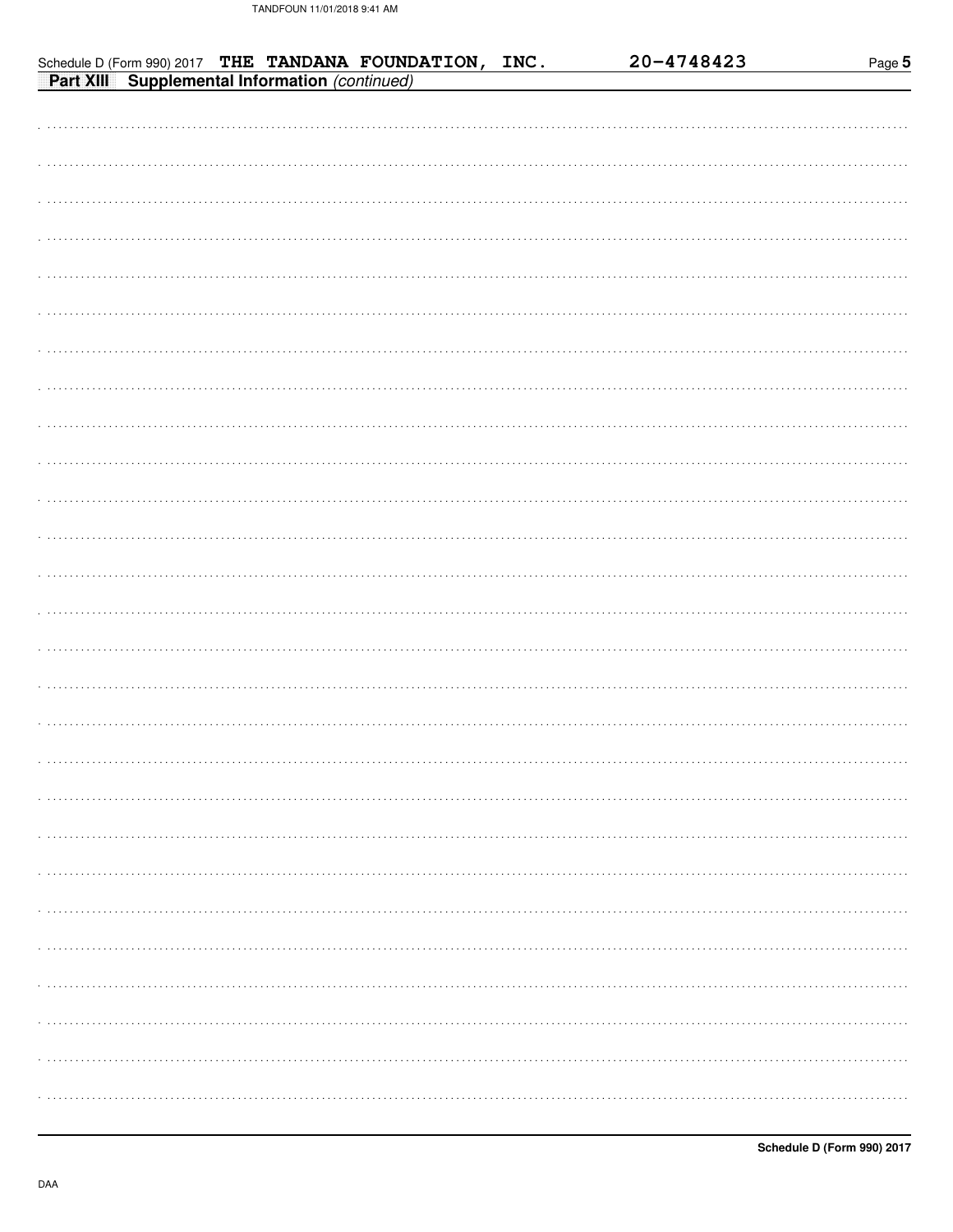Schedule D (Form 990) 2017 **THE TANDANA FOUNDATION, INC.** **20-4748423**

**Part XIII Supplemental Information** *(continued)*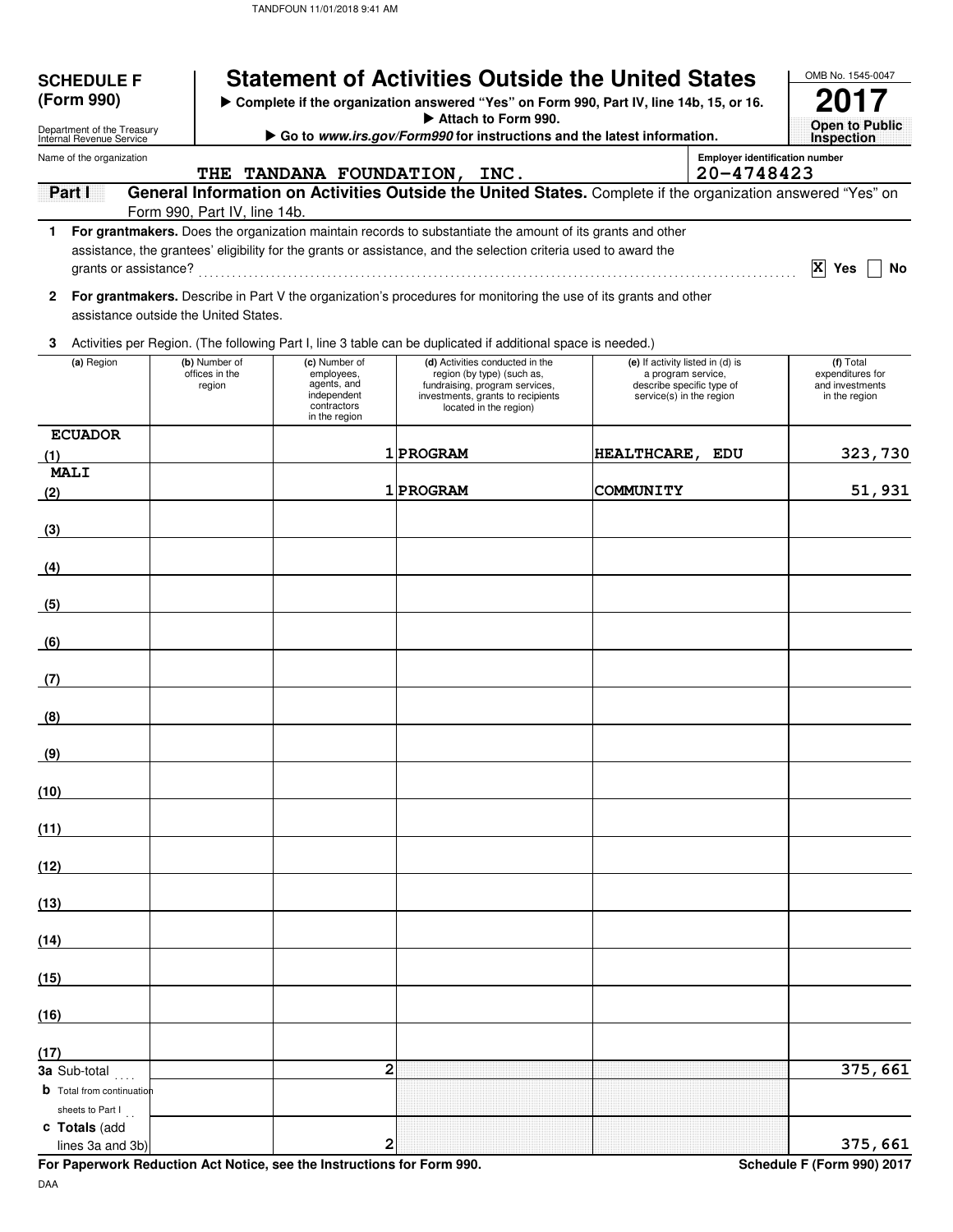**SCHEDULE F (Form 990)**

Department of the Treasury
Internal Revenue Service

# Statement of Activities Outside the United States

▶ Complete if the organization answered "Yes" on Form 990, Part IV, line 14b, 15, or 16.
▶ Attach to Form 990.
▶ Go to *www.irs.gov/Form990* for instructions and the latest information.

OMB No. 1545-0047

**2017**

**Open to Public Inspection**

Name of the organization: THE TANDANA FOUNDATION, INC.

Employer identification number: 20-4748423

**Part I** **General Information on Activities Outside the United States.** Complete if the organization answered "Yes" on Form 990, Part IV, line 14b.

**1** **For grantmakers.** Does the organization maintain records to substantiate the amount of its grants and other assistance, the grantees' eligibility for the grants or assistance, and the selection criteria used to award the grants or assistance? .......... [X] Yes [ ] No

**2** **For grantmakers.** Describe in Part V the organization's procedures for monitoring the use of its grants and other assistance outside the United States.

**3** Activities per Region. (The following Part I, line 3 table can be duplicated if additional space is needed.)

| | (a) Region | (b) Number of offices in the region | (c) Number of employees, agents, and independent contractors in the region | (d) Activities conducted in the region (by type) (such as, fundraising, program services, investments, grants to recipients located in the region) | (e) If activity listed in (d) is a program service, describe specific type of service(s) in the region | (f) Total expenditures for and investments in the region |
|---|---|---|---|---|---|---|
| (1) | ECUADOR | | 1 | PROGRAM | HEALTHCARE, EDU | 323,730 |
| (2) | MALI | | 1 | PROGRAM | COMMUNITY | 51,931 |
| (3) | | | | | | |
| (4) | | | | | | |
| (5) | | | | | | |
| (6) | | | | | | |
| (7) | | | | | | |
| (8) | | | | | | |
| (9) | | | | | | |
| (10) | | | | | | |
| (11) | | | | | | |
| (12) | | | | | | |
| (13) | | | | | | |
| (14) | | | | | | |
| (15) | | | | | | |
| (16) | | | | | | |
| (17) | | | | | | |
| **3a** | Sub-total | | 2 | | | 375,661 |
| **b** | Total from continuation sheets to Part I | | | | | |
| **c** | **Totals** (add lines 3a and 3b) | | 2 | | | 375,661 |

**For Paperwork Reduction Act Notice, see the Instructions for Form 990.**

**Schedule F (Form 990) 2017**

DAA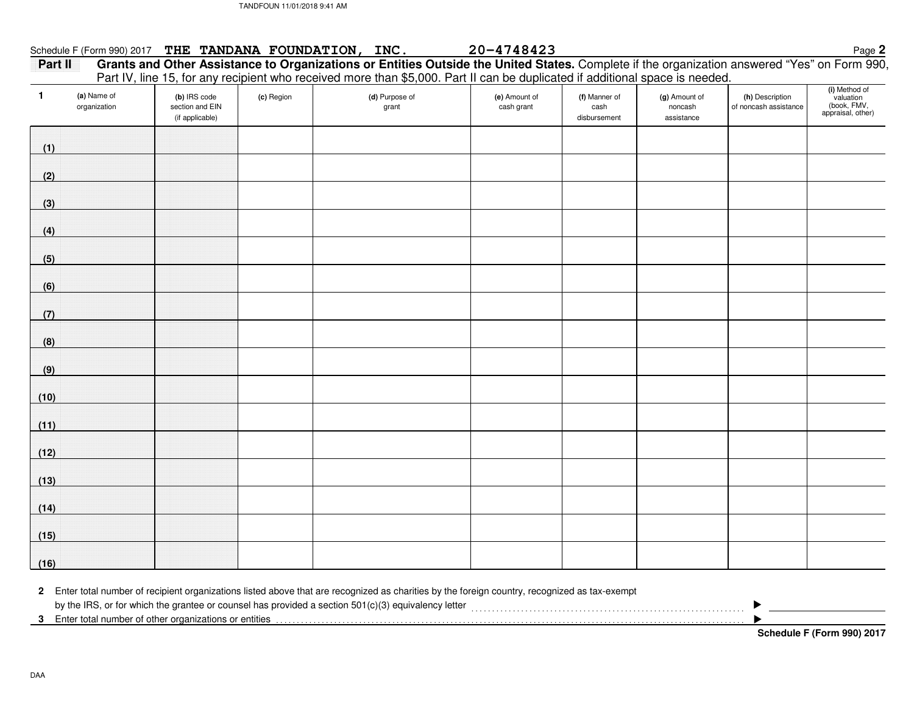Schedule F (Form 990) 2017 **THE TANDANA FOUNDATION, INC.** **20-4748423**

**Part II** **Grants and Other Assistance to Organizations or Entities Outside the United States.** Complete if the organization answered "Yes" on Form 990, Part IV, line 15, for any recipient who received more than $5,000. Part II can be duplicated if additional space is needed.

| 1 | (a) Name of organization | (b) IRS code section and EIN (if applicable) | (c) Region | (d) Purpose of grant | (e) Amount of cash grant | (f) Manner of cash disbursement | (g) Amount of noncash assistance | (h) Description of noncash assistance | (i) Method of valuation (book, FMV, appraisal, other) |
|---|---|---|---|---|---|---|---|---|---|
| (1) | | | | | | | | | |
| (2) | | | | | | | | | |
| (3) | | | | | | | | | |
| (4) | | | | | | | | | |
| (5) | | | | | | | | | |
| (6) | | | | | | | | | |
| (7) | | | | | | | | | |
| (8) | | | | | | | | | |
| (9) | | | | | | | | | |
| (10) | | | | | | | | | |
| (11) | | | | | | | | | |
| (12) | | | | | | | | | |
| (13) | | | | | | | | | |
| (14) | | | | | | | | | |
| (15) | | | | | | | | | |
| (16) | | | | | | | | | |

**2** Enter total number of recipient organizations listed above that are recognized as charities by the foreign country, recognized as tax-exempt by the IRS, or for which the grantee or counsel has provided a section 501(c)(3) equivalency letter ▶

**3** Enter total number of other organizations or entities ▶

**Schedule F (Form 990) 2017**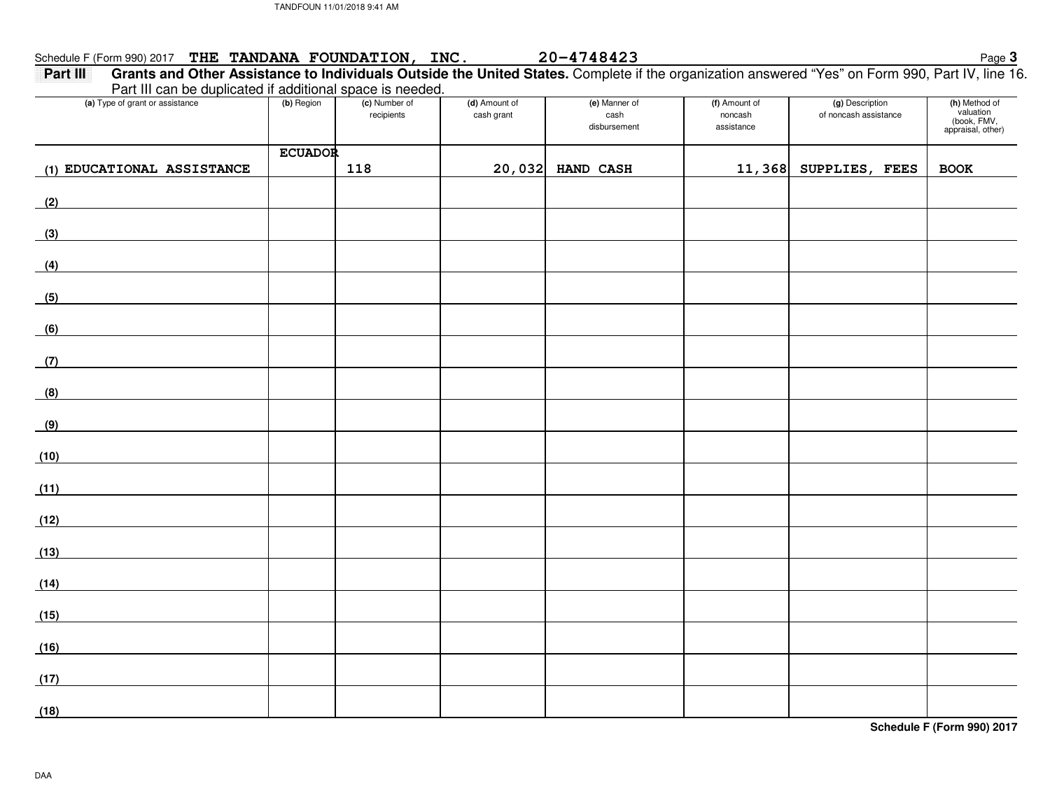Schedule F (Form 990) 2017 **THE TANDANA FOUNDATION, INC.** **20-4748423**

**Part III** **Grants and Other Assistance to Individuals Outside the United States.** Complete if the organization answered "Yes" on Form 990, Part IV, line 16. Part III can be duplicated if additional space is needed.

| (a) Type of grant or assistance | (b) Region | (c) Number of recipients | (d) Amount of cash grant | (e) Manner of cash disbursement | (f) Amount of noncash assistance | (g) Description of noncash assistance | (h) Method of valuation (book, FMV, appraisal, other) |
|---|---|---|---|---|---|---|---|
| (1) EDUCATIONAL ASSISTANCE | ECUADOR | 118 | 20,032 | HAND CASH | 11,368 | SUPPLIES, FEES | BOOK |
| (2) | | | | | | | |
| (3) | | | | | | | |
| (4) | | | | | | | |
| (5) | | | | | | | |
| (6) | | | | | | | |
| (7) | | | | | | | |
| (8) | | | | | | | |
| (9) | | | | | | | |
| (10) | | | | | | | |
| (11) | | | | | | | |
| (12) | | | | | | | |
| (13) | | | | | | | |
| (14) | | | | | | | |
| (15) | | | | | | | |
| (16) | | | | | | | |
| (17) | | | | | | | |
| (18) | | | | | | | |

**Schedule F (Form 990) 2017**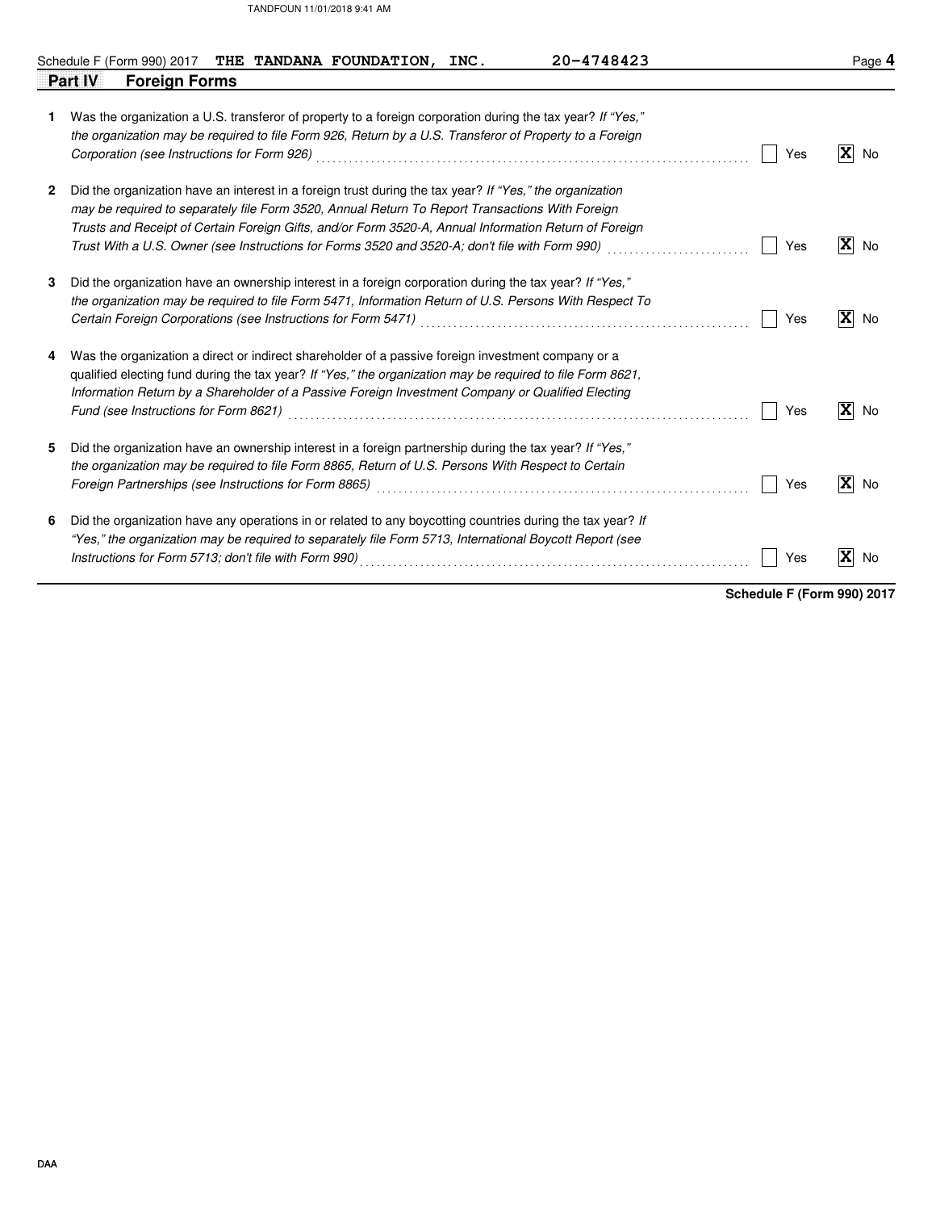Schedule F (Form 990) 2017 **THE TANDANA FOUNDATION, INC.** 20-4748423

## Part IV Foreign Forms

| | | Yes | No |
|---|---|---|---|
| **1** | Was the organization a U.S. transferor of property to a foreign corporation during the tax year? *If "Yes," the organization may be required to file Form 926, Return by a U.S. Transferor of Property to a Foreign Corporation (see Instructions for Form 926)* | | X |
| **2** | Did the organization have an interest in a foreign trust during the tax year? *If "Yes," the organization may be required to separately file Form 3520, Annual Return To Report Transactions With Foreign Trusts and Receipt of Certain Foreign Gifts, and/or Form 3520-A, Annual Information Return of Foreign Trust With a U.S. Owner (see Instructions for Forms 3520 and 3520-A; don't file with Form 990)* | | X |
| **3** | Did the organization have an ownership interest in a foreign corporation during the tax year? *If "Yes," the organization may be required to file Form 5471, Information Return of U.S. Persons With Respect To Certain Foreign Corporations (see Instructions for Form 5471)* | | X |
| **4** | Was the organization a direct or indirect shareholder of a passive foreign investment company or a qualified electing fund during the tax year? *If "Yes," the organization may be required to file Form 8621, Information Return by a Shareholder of a Passive Foreign Investment Company or Qualified Electing Fund (see Instructions for Form 8621)* | | X |
| **5** | Did the organization have an ownership interest in a foreign partnership during the tax year? *If "Yes," the organization may be required to file Form 8865, Return of U.S. Persons With Respect to Certain Foreign Partnerships (see Instructions for Form 8865)* | | X |
| **6** | Did the organization have any operations in or related to any boycotting countries during the tax year? *If "Yes," the organization may be required to separately file Form 5713, International Boycott Report (see Instructions for Form 5713; don't file with Form 990)* | | X |

**Schedule F (Form 990) 2017**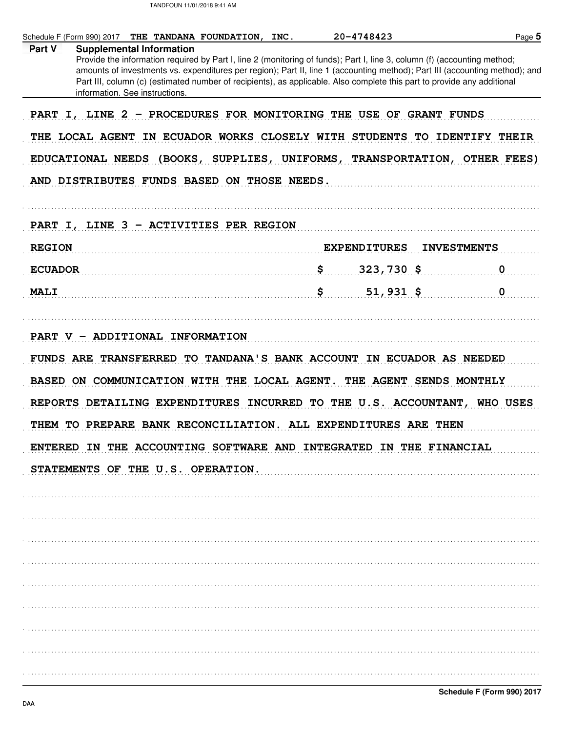Schedule F (Form 990) 2017 THE TANDANA FOUNDATION, INC. 20-4748423

## Part V Supplemental Information

Provide the information required by Part I, line 2 (monitoring of funds); Part I, line 3, column (f) (accounting method; amounts of investments vs. expenditures per region); Part II, line 1 (accounting method); Part III (accounting method); and Part III, column (c) (estimated number of recipients), as applicable. Also complete this part to provide any additional information. See instructions.

PART I, LINE 2 - PROCEDURES FOR MONITORING THE USE OF GRANT FUNDS

THE LOCAL AGENT IN ECUADOR WORKS CLOSELY WITH STUDENTS TO IDENTIFY THEIR EDUCATIONAL NEEDS (BOOKS, SUPPLIES, UNIFORMS, TRANSPORTATION, OTHER FEES) AND DISTRIBUTES FUNDS BASED ON THOSE NEEDS.

PART I, LINE 3 - ACTIVITIES PER REGION

| REGION | EXPENDITURES | INVESTMENTS |
|---|---|---|
| ECUADOR | $ 323,730 | $ 0 |
| MALI | $ 51,931 | $ 0 |

PART V - ADDITIONAL INFORMATION

FUNDS ARE TRANSFERRED TO TANDANA'S BANK ACCOUNT IN ECUADOR AS NEEDED BASED ON COMMUNICATION WITH THE LOCAL AGENT. THE AGENT SENDS MONTHLY REPORTS DETAILING EXPENDITURES INCURRED TO THE U.S. ACCOUNTANT, WHO USES THEM TO PREPARE BANK RECONCILIATION. ALL EXPENDITURES ARE THEN ENTERED IN THE ACCOUNTING SOFTWARE AND INTEGRATED IN THE FINANCIAL STATEMENTS OF THE U.S. OPERATION.

Schedule F (Form 990) 2017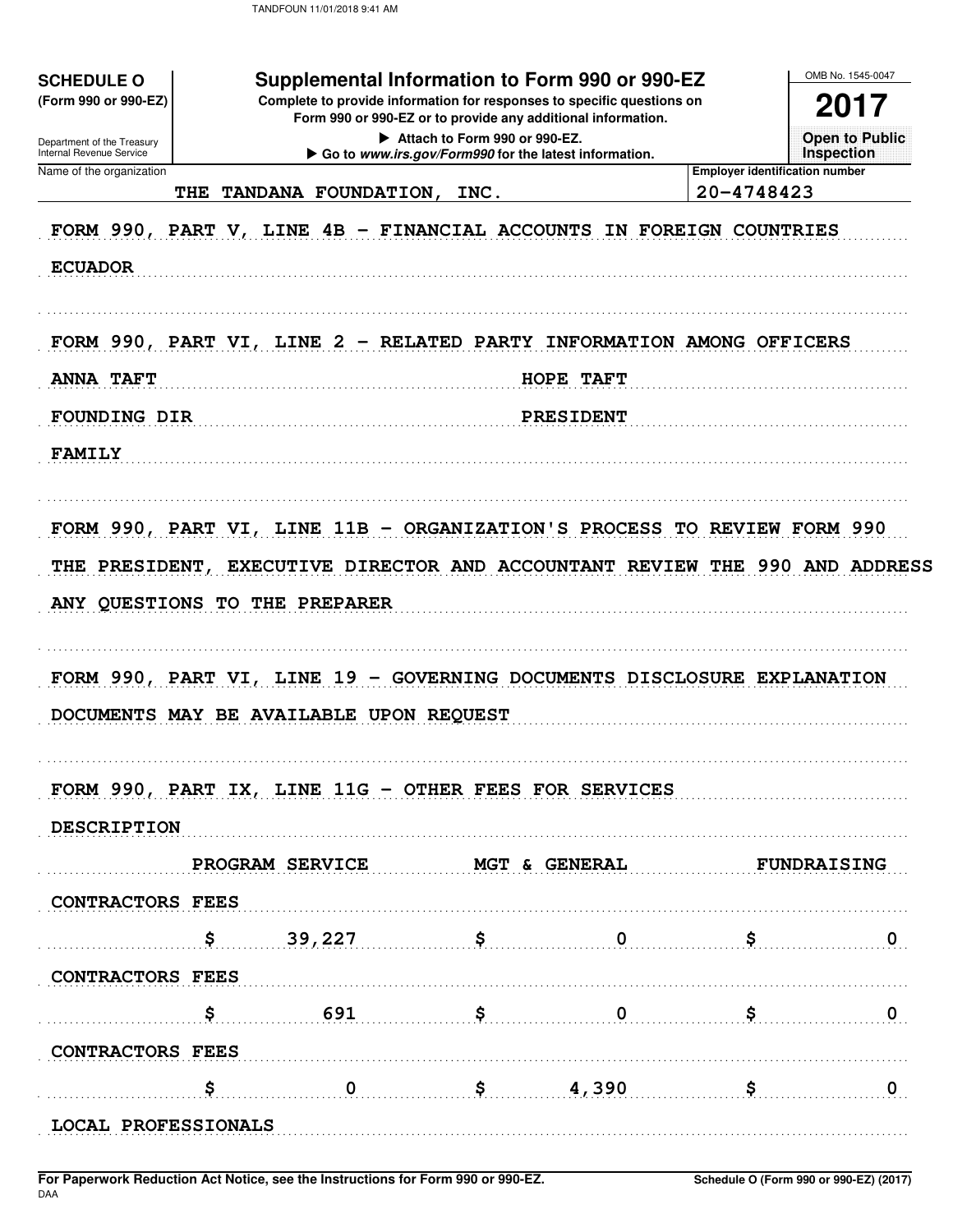TANDFOUN 11/01/2018 9:41 AM

**SCHEDULE O** (Form 990 or 990-EZ)

Department of the Treasury
Internal Revenue Service

# Supplemental Information to Form 990 or 990-EZ

**Complete to provide information for responses to specific questions on Form 990 or 990-EZ or to provide any additional information.**

▶ Attach to Form 990 or 990-EZ.
▶ Go to *www.irs.gov/Form990* for the latest information.

OMB No. 1545-0047

**2017**

**Open to Public Inspection**

| Name of the organization | Employer identification number |
|---|---|
| THE TANDANA FOUNDATION, INC. | 20-4748423 |

FORM 990, PART V, LINE 4B - FINANCIAL ACCOUNTS IN FOREIGN COUNTRIES

ECUADOR

FORM 990, PART VI, LINE 2 - RELATED PARTY INFORMATION AMONG OFFICERS

| | |
|---|---|
| ANNA TAFT | HOPE TAFT |
| FOUNDING DIR | PRESIDENT |
| FAMILY | |

FORM 990, PART VI, LINE 11B - ORGANIZATION'S PROCESS TO REVIEW FORM 990

THE PRESIDENT, EXECUTIVE DIRECTOR AND ACCOUNTANT REVIEW THE 990 AND ADDRESS ANY QUESTIONS TO THE PREPARER

FORM 990, PART VI, LINE 19 - GOVERNING DOCUMENTS DISCLOSURE EXPLANATION

DOCUMENTS MAY BE AVAILABLE UPON REQUEST

FORM 990, PART IX, LINE 11G - OTHER FEES FOR SERVICES

| DESCRIPTION | PROGRAM SERVICE | MGT & GENERAL | FUNDRAISING |
|---|---|---|---|
| CONTRACTORS FEES | $ 39,227 | $ 0 | $ 0 |
| CONTRACTORS FEES | $ 691 | $ 0 | $ 0 |
| CONTRACTORS FEES | $ 0 | $ 4,390 | $ 0 |
| LOCAL PROFESSIONALS | | | |

**For Paperwork Reduction Act Notice, see the Instructions for Form 990 or 990-EZ.**
DAA

**Schedule O (Form 990 or 990-EZ) (2017)**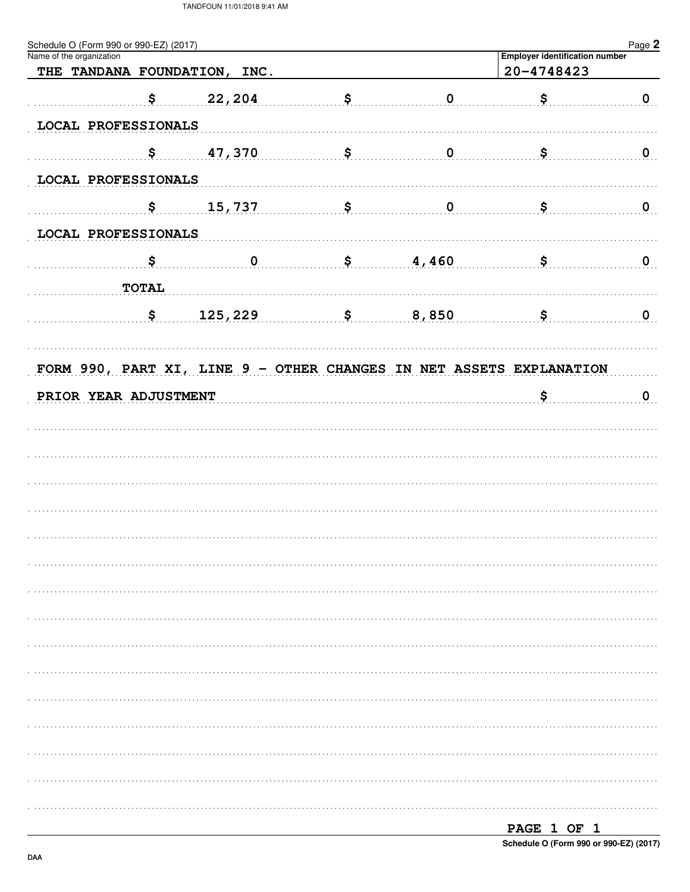Schedule O (Form 990 or 990-EZ) (2017) Page **2**

| Name of the organization | Employer identification number |
|---|---|
| THE TANDANA FOUNDATION, INC. | 20-4748423 |

| | | |
|---|---|---|
| $ 22,204 | $ 0 | $ 0 |
| LOCAL PROFESSIONALS | | |
| $ 47,370 | $ 0 | $ 0 |
| LOCAL PROFESSIONALS | | |
| $ 15,737 | $ 0 | $ 0 |
| LOCAL PROFESSIONALS | | |
| $ 0 | $ 4,460 | $ 0 |
| TOTAL | | |
| $ 125,229 | $ 8,850 | $ 0 |

FORM 990, PART XI, LINE 9 - OTHER CHANGES IN NET ASSETS EXPLANATION

PRIOR YEAR ADJUSTMENT $ 0

PAGE 1 OF 1

Schedule O (Form 990 or 990-EZ) (2017)